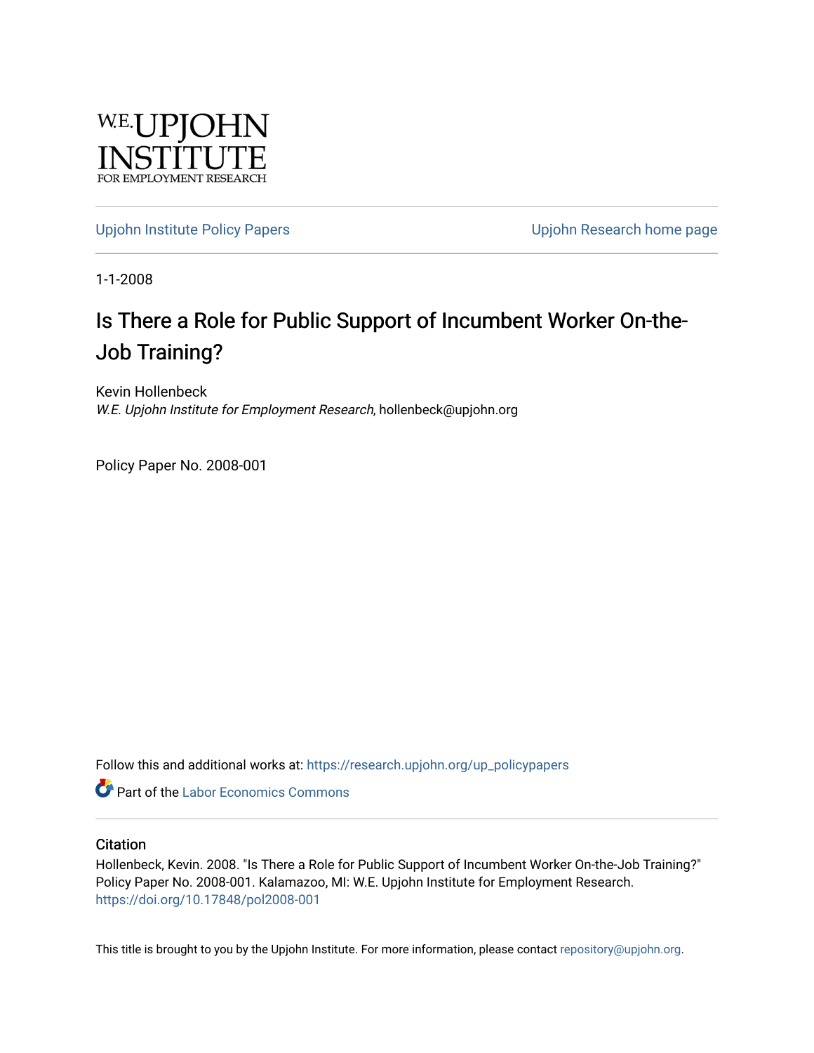W.E. UPJOHN INSTITUTE FOR EMPLOYMENT RESEARCH

Upjohn Institute Policy Papers | Upjohn Research home page

1-1-2008

# Is There a Role for Public Support of Incumbent Worker On-the-Job Training?

Kevin Hollenbeck
*W.E. Upjohn Institute for Employment Research*, hollenbeck@upjohn.org

Policy Paper No. 2008-001

Follow this and additional works at: https://research.upjohn.org/up_policypapers

Part of the Labor Economics Commons

## Citation

Hollenbeck, Kevin. 2008. "Is There a Role for Public Support of Incumbent Worker On-the-Job Training?" Policy Paper No. 2008-001. Kalamazoo, MI: W.E. Upjohn Institute for Employment Research. https://doi.org/10.17848/pol2008-001

This title is brought to you by the Upjohn Institute. For more information, please contact repository@upjohn.org.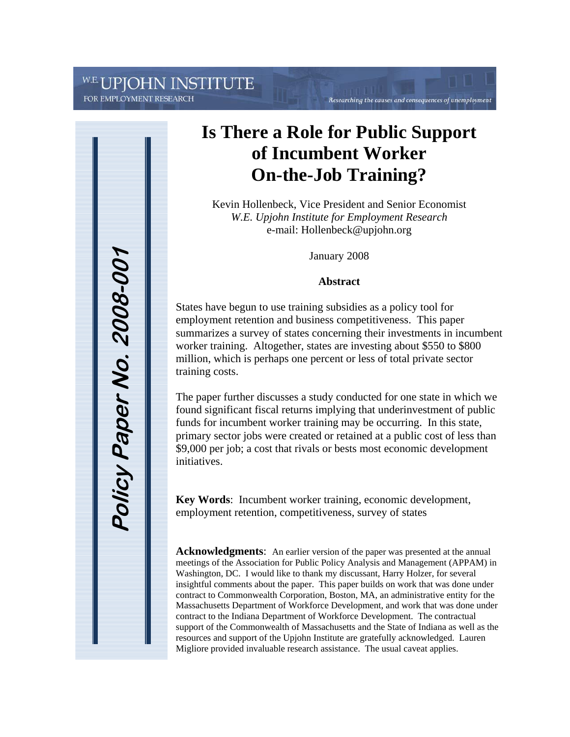W.E. UPJOHN INSTITUTE FOR EMPLOYMENT RESEARCH

*Researching the causes and consequences of unemployment*

***Policy Paper No. 2008-001***

# Is There a Role for Public Support of Incumbent Worker On-the-Job Training?

Kevin Hollenbeck, Vice President and Senior Economist
*W.E. Upjohn Institute for Employment Research*
e-mail: Hollenbeck@upjohn.org

January 2008

**Abstract**

States have begun to use training subsidies as a policy tool for employment retention and business competitiveness. This paper summarizes a survey of states concerning their investments in incumbent worker training. Altogether, states are investing about $550 to $800 million, which is perhaps one percent or less of total private sector training costs.

The paper further discusses a study conducted for one state in which we found significant fiscal returns implying that underinvestment of public funds for incumbent worker training may be occurring. In this state, primary sector jobs were created or retained at a public cost of less than $9,000 per job; a cost that rivals or bests most economic development initiatives.

**Key Words**: Incumbent worker training, economic development, employment retention, competitiveness, survey of states

**Acknowledgments**: An earlier version of the paper was presented at the annual meetings of the Association for Public Policy Analysis and Management (APPAM) in Washington, DC. I would like to thank my discussant, Harry Holzer, for several insightful comments about the paper. This paper builds on work that was done under contract to Commonwealth Corporation, Boston, MA, an administrative entity for the Massachusetts Department of Workforce Development, and work that was done under contract to the Indiana Department of Workforce Development. The contractual support of the Commonwealth of Massachusetts and the State of Indiana as well as the resources and support of the Upjohn Institute are gratefully acknowledged. Lauren Migliore provided invaluable research assistance. The usual caveat applies.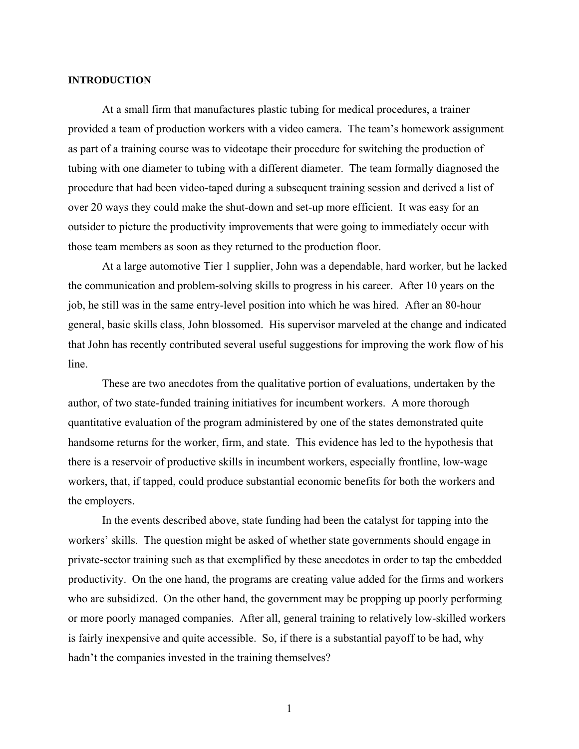**INTRODUCTION**

At a small firm that manufactures plastic tubing for medical procedures, a trainer provided a team of production workers with a video camera. The team's homework assignment as part of a training course was to videotape their procedure for switching the production of tubing with one diameter to tubing with a different diameter. The team formally diagnosed the procedure that had been video-taped during a subsequent training session and derived a list of over 20 ways they could make the shut-down and set-up more efficient. It was easy for an outsider to picture the productivity improvements that were going to immediately occur with those team members as soon as they returned to the production floor.

At a large automotive Tier 1 supplier, John was a dependable, hard worker, but he lacked the communication and problem-solving skills to progress in his career. After 10 years on the job, he still was in the same entry-level position into which he was hired. After an 80-hour general, basic skills class, John blossomed. His supervisor marveled at the change and indicated that John has recently contributed several useful suggestions for improving the work flow of his line.

These are two anecdotes from the qualitative portion of evaluations, undertaken by the author, of two state-funded training initiatives for incumbent workers. A more thorough quantitative evaluation of the program administered by one of the states demonstrated quite handsome returns for the worker, firm, and state. This evidence has led to the hypothesis that there is a reservoir of productive skills in incumbent workers, especially frontline, low-wage workers, that, if tapped, could produce substantial economic benefits for both the workers and the employers.

In the events described above, state funding had been the catalyst for tapping into the workers' skills. The question might be asked of whether state governments should engage in private-sector training such as that exemplified by these anecdotes in order to tap the embedded productivity. On the one hand, the programs are creating value added for the firms and workers who are subsidized. On the other hand, the government may be propping up poorly performing or more poorly managed companies. After all, general training to relatively low-skilled workers is fairly inexpensive and quite accessible. So, if there is a substantial payoff to be had, why hadn't the companies invested in the training themselves?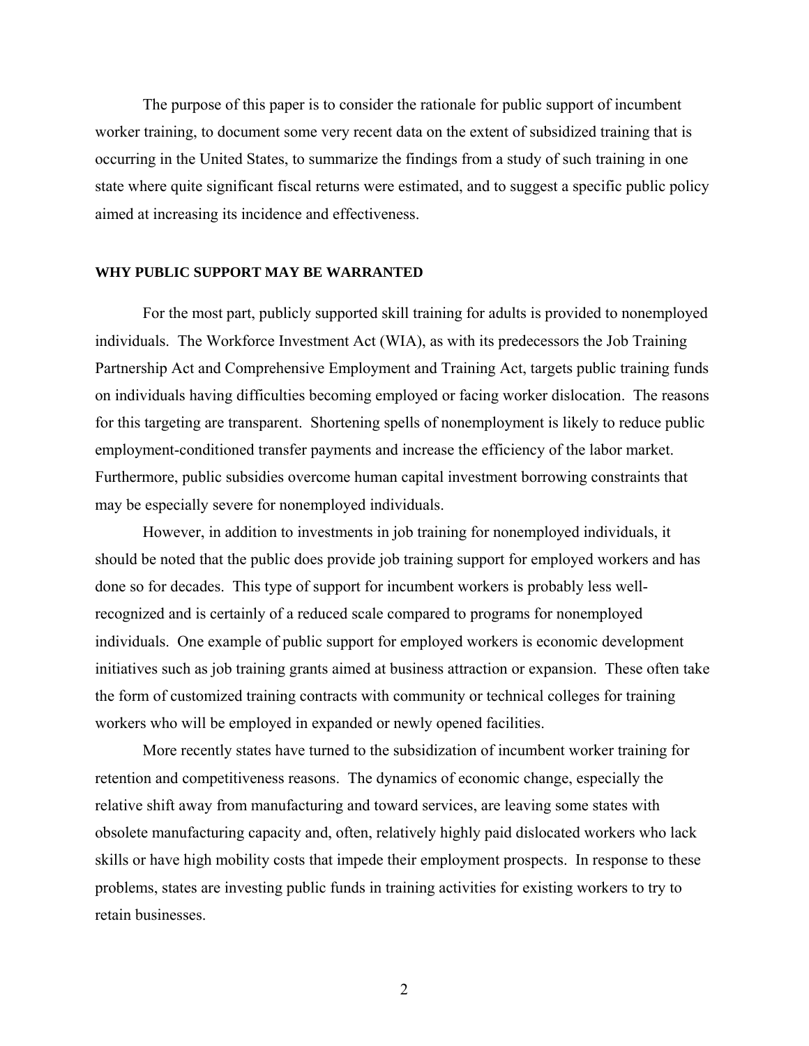The purpose of this paper is to consider the rationale for public support of incumbent worker training, to document some very recent data on the extent of subsidized training that is occurring in the United States, to summarize the findings from a study of such training in one state where quite significant fiscal returns were estimated, and to suggest a specific public policy aimed at increasing its incidence and effectiveness.

## WHY PUBLIC SUPPORT MAY BE WARRANTED

For the most part, publicly supported skill training for adults is provided to nonemployed individuals. The Workforce Investment Act (WIA), as with its predecessors the Job Training Partnership Act and Comprehensive Employment and Training Act, targets public training funds on individuals having difficulties becoming employed or facing worker dislocation. The reasons for this targeting are transparent. Shortening spells of nonemployment is likely to reduce public employment-conditioned transfer payments and increase the efficiency of the labor market. Furthermore, public subsidies overcome human capital investment borrowing constraints that may be especially severe for nonemployed individuals.

However, in addition to investments in job training for nonemployed individuals, it should be noted that the public does provide job training support for employed workers and has done so for decades. This type of support for incumbent workers is probably less well-recognized and is certainly of a reduced scale compared to programs for nonemployed individuals. One example of public support for employed workers is economic development initiatives such as job training grants aimed at business attraction or expansion. These often take the form of customized training contracts with community or technical colleges for training workers who will be employed in expanded or newly opened facilities.

More recently states have turned to the subsidization of incumbent worker training for retention and competitiveness reasons. The dynamics of economic change, especially the relative shift away from manufacturing and toward services, are leaving some states with obsolete manufacturing capacity and, often, relatively highly paid dislocated workers who lack skills or have high mobility costs that impede their employment prospects. In response to these problems, states are investing public funds in training activities for existing workers to try to retain businesses.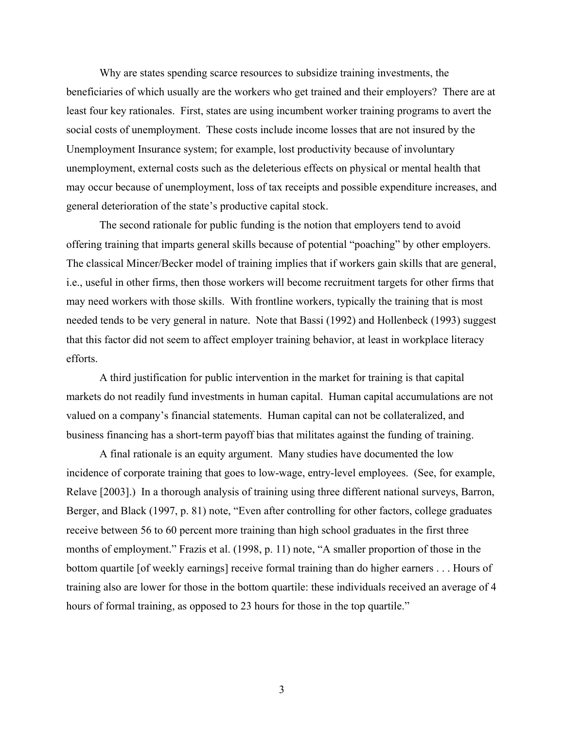Why are states spending scarce resources to subsidize training investments, the beneficiaries of which usually are the workers who get trained and their employers? There are at least four key rationales. First, states are using incumbent worker training programs to avert the social costs of unemployment. These costs include income losses that are not insured by the Unemployment Insurance system; for example, lost productivity because of involuntary unemployment, external costs such as the deleterious effects on physical or mental health that may occur because of unemployment, loss of tax receipts and possible expenditure increases, and general deterioration of the state's productive capital stock.

The second rationale for public funding is the notion that employers tend to avoid offering training that imparts general skills because of potential "poaching" by other employers. The classical Mincer/Becker model of training implies that if workers gain skills that are general, i.e., useful in other firms, then those workers will become recruitment targets for other firms that may need workers with those skills. With frontline workers, typically the training that is most needed tends to be very general in nature. Note that Bassi (1992) and Hollenbeck (1993) suggest that this factor did not seem to affect employer training behavior, at least in workplace literacy efforts.

A third justification for public intervention in the market for training is that capital markets do not readily fund investments in human capital. Human capital accumulations are not valued on a company's financial statements. Human capital can not be collateralized, and business financing has a short-term payoff bias that militates against the funding of training.

A final rationale is an equity argument. Many studies have documented the low incidence of corporate training that goes to low-wage, entry-level employees. (See, for example, Relave [2003].) In a thorough analysis of training using three different national surveys, Barron, Berger, and Black (1997, p. 81) note, "Even after controlling for other factors, college graduates receive between 56 to 60 percent more training than high school graduates in the first three months of employment." Frazis et al. (1998, p. 11) note, "A smaller proportion of those in the bottom quartile [of weekly earnings] receive formal training than do higher earners . . . Hours of training also are lower for those in the bottom quartile: these individuals received an average of 4 hours of formal training, as opposed to 23 hours for those in the top quartile."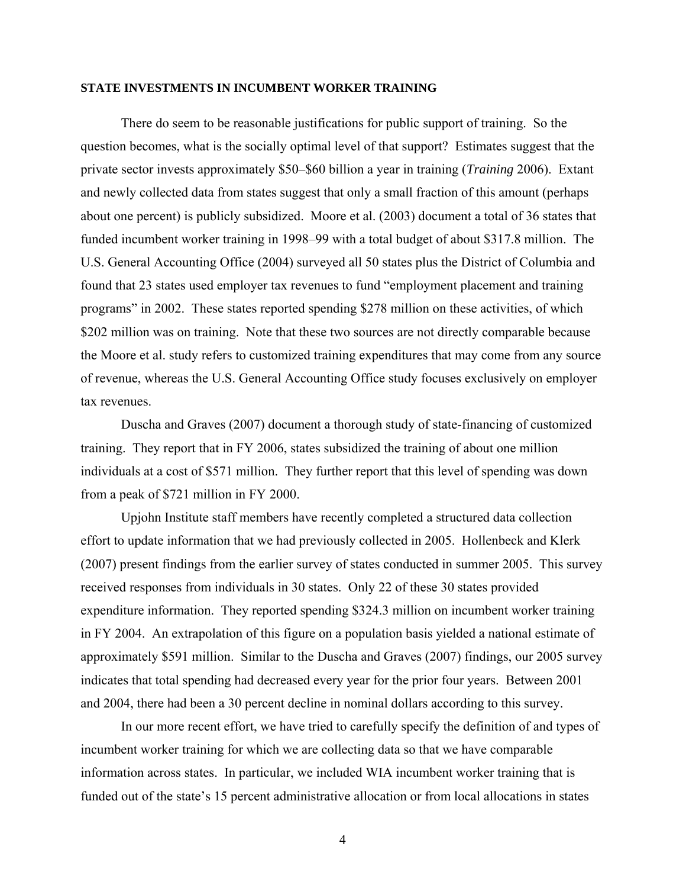**STATE INVESTMENTS IN INCUMBENT WORKER TRAINING**

There do seem to be reasonable justifications for public support of training. So the question becomes, what is the socially optimal level of that support? Estimates suggest that the private sector invests approximately $50–$60 billion a year in training (*Training* 2006). Extant and newly collected data from states suggest that only a small fraction of this amount (perhaps about one percent) is publicly subsidized. Moore et al. (2003) document a total of 36 states that funded incumbent worker training in 1998–99 with a total budget of about $317.8 million. The U.S. General Accounting Office (2004) surveyed all 50 states plus the District of Columbia and found that 23 states used employer tax revenues to fund "employment placement and training programs" in 2002. These states reported spending $278 million on these activities, of which $202 million was on training. Note that these two sources are not directly comparable because the Moore et al. study refers to customized training expenditures that may come from any source of revenue, whereas the U.S. General Accounting Office study focuses exclusively on employer tax revenues.

Duscha and Graves (2007) document a thorough study of state-financing of customized training. They report that in FY 2006, states subsidized the training of about one million individuals at a cost of $571 million. They further report that this level of spending was down from a peak of $721 million in FY 2000.

Upjohn Institute staff members have recently completed a structured data collection effort to update information that we had previously collected in 2005. Hollenbeck and Klerk (2007) present findings from the earlier survey of states conducted in summer 2005. This survey received responses from individuals in 30 states. Only 22 of these 30 states provided expenditure information. They reported spending $324.3 million on incumbent worker training in FY 2004. An extrapolation of this figure on a population basis yielded a national estimate of approximately $591 million. Similar to the Duscha and Graves (2007) findings, our 2005 survey indicates that total spending had decreased every year for the prior four years. Between 2001 and 2004, there had been a 30 percent decline in nominal dollars according to this survey.

In our more recent effort, we have tried to carefully specify the definition of and types of incumbent worker training for which we are collecting data so that we have comparable information across states. In particular, we included WIA incumbent worker training that is funded out of the state's 15 percent administrative allocation or from local allocations in states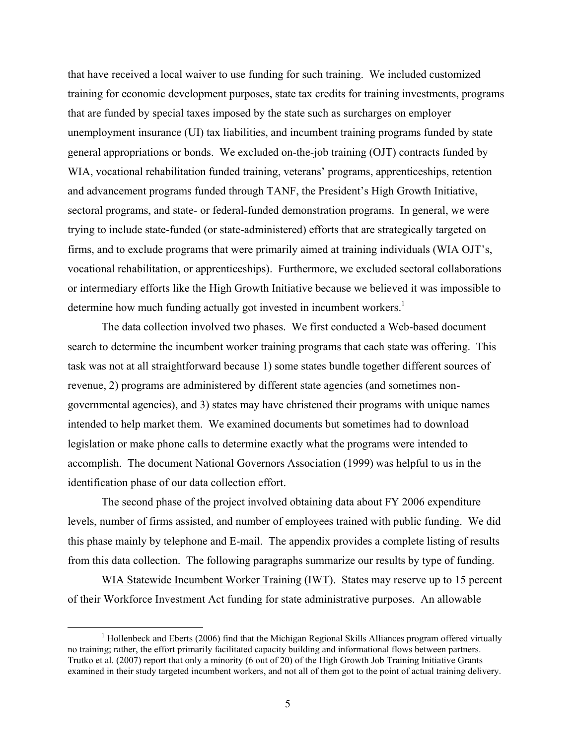that have received a local waiver to use funding for such training. We included customized training for economic development purposes, state tax credits for training investments, programs that are funded by special taxes imposed by the state such as surcharges on employer unemployment insurance (UI) tax liabilities, and incumbent training programs funded by state general appropriations or bonds. We excluded on-the-job training (OJT) contracts funded by WIA, vocational rehabilitation funded training, veterans' programs, apprenticeships, retention and advancement programs funded through TANF, the President's High Growth Initiative, sectoral programs, and state- or federal-funded demonstration programs. In general, we were trying to include state-funded (or state-administered) efforts that are strategically targeted on firms, and to exclude programs that were primarily aimed at training individuals (WIA OJT's, vocational rehabilitation, or apprenticeships). Furthermore, we excluded sectoral collaborations or intermediary efforts like the High Growth Initiative because we believed it was impossible to determine how much funding actually got invested in incumbent workers.[1]

The data collection involved two phases. We first conducted a Web-based document search to determine the incumbent worker training programs that each state was offering. This task was not at all straightforward because 1) some states bundle together different sources of revenue, 2) programs are administered by different state agencies (and sometimes non-governmental agencies), and 3) states may have christened their programs with unique names intended to help market them. We examined documents but sometimes had to download legislation or make phone calls to determine exactly what the programs were intended to accomplish. The document National Governors Association (1999) was helpful to us in the identification phase of our data collection effort.

The second phase of the project involved obtaining data about FY 2006 expenditure levels, number of firms assisted, and number of employees trained with public funding. We did this phase mainly by telephone and E-mail. The appendix provides a complete listing of results from this data collection. The following paragraphs summarize our results by type of funding.

<u>WIA Statewide Incumbent Worker Training (IWT)</u>. States may reserve up to 15 percent of their Workforce Investment Act funding for state administrative purposes. An allowable

[1] Hollenbeck and Eberts (2006) find that the Michigan Regional Skills Alliances program offered virtually no training; rather, the effort primarily facilitated capacity building and informational flows between partners. Trutko et al. (2007) report that only a minority (6 out of 20) of the High Growth Job Training Initiative Grants examined in their study targeted incumbent workers, and not all of them got to the point of actual training delivery.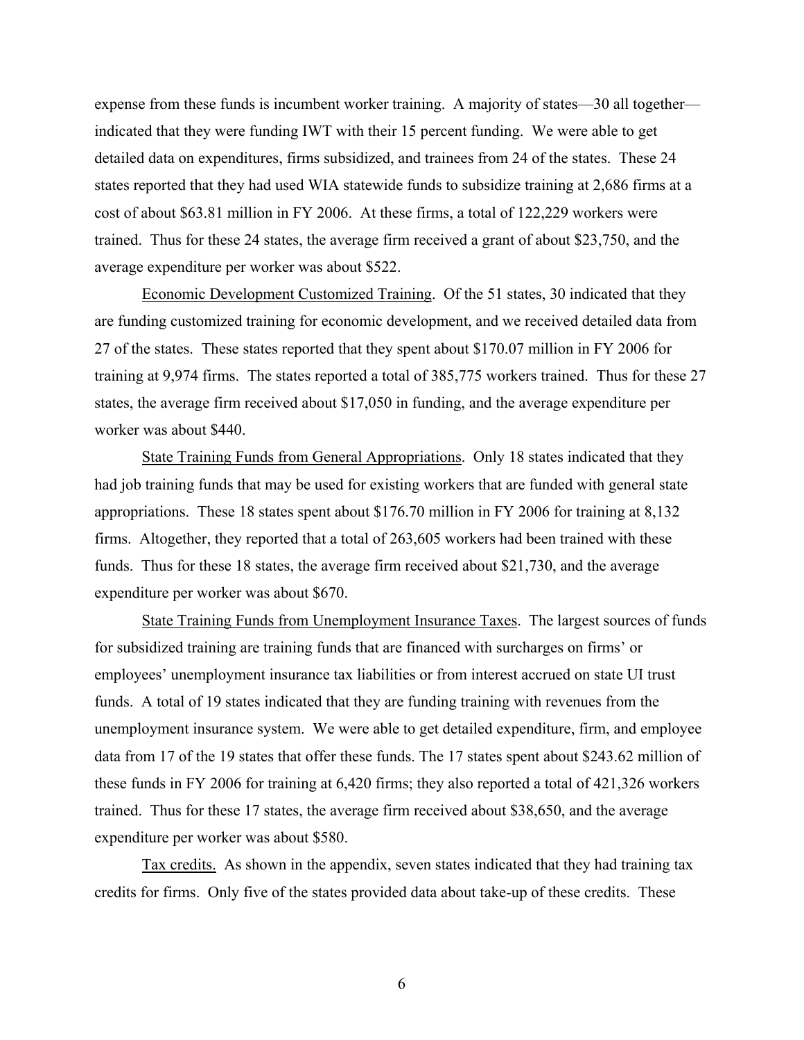expense from these funds is incumbent worker training. A majority of states—30 all together—indicated that they were funding IWT with their 15 percent funding. We were able to get detailed data on expenditures, firms subsidized, and trainees from 24 of the states. These 24 states reported that they had used WIA statewide funds to subsidize training at 2,686 firms at a cost of about $63.81 million in FY 2006. At these firms, a total of 122,229 workers were trained. Thus for these 24 states, the average firm received a grant of about $23,750, and the average expenditure per worker was about $522.

Economic Development Customized Training. Of the 51 states, 30 indicated that they are funding customized training for economic development, and we received detailed data from 27 of the states. These states reported that they spent about $170.07 million in FY 2006 for training at 9,974 firms. The states reported a total of 385,775 workers trained. Thus for these 27 states, the average firm received about $17,050 in funding, and the average expenditure per worker was about $440.

State Training Funds from General Appropriations. Only 18 states indicated that they had job training funds that may be used for existing workers that are funded with general state appropriations. These 18 states spent about $176.70 million in FY 2006 for training at 8,132 firms. Altogether, they reported that a total of 263,605 workers had been trained with these funds. Thus for these 18 states, the average firm received about $21,730, and the average expenditure per worker was about $670.

State Training Funds from Unemployment Insurance Taxes. The largest sources of funds for subsidized training are training funds that are financed with surcharges on firms' or employees' unemployment insurance tax liabilities or from interest accrued on state UI trust funds. A total of 19 states indicated that they are funding training with revenues from the unemployment insurance system. We were able to get detailed expenditure, firm, and employee data from 17 of the 19 states that offer these funds. The 17 states spent about $243.62 million of these funds in FY 2006 for training at 6,420 firms; they also reported a total of 421,326 workers trained. Thus for these 17 states, the average firm received about $38,650, and the average expenditure per worker was about $580.

Tax credits. As shown in the appendix, seven states indicated that they had training tax credits for firms. Only five of the states provided data about take-up of these credits. These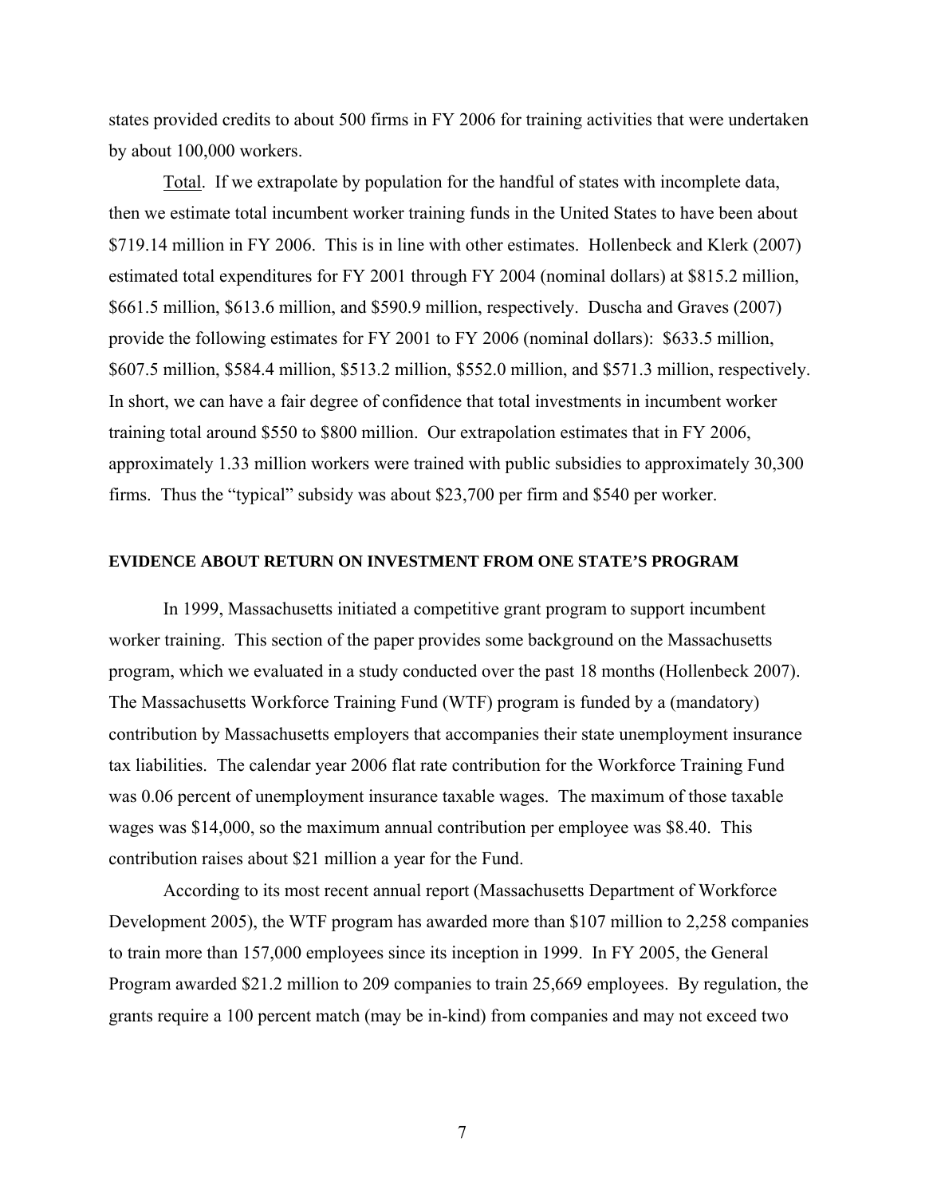states provided credits to about 500 firms in FY 2006 for training activities that were undertaken by about 100,000 workers.

<u>Total</u>. If we extrapolate by population for the handful of states with incomplete data, then we estimate total incumbent worker training funds in the United States to have been about $719.14 million in FY 2006. This is in line with other estimates. Hollenbeck and Klerk (2007) estimated total expenditures for FY 2001 through FY 2004 (nominal dollars) at $815.2 million, $661.5 million, $613.6 million, and $590.9 million, respectively. Duscha and Graves (2007) provide the following estimates for FY 2001 to FY 2006 (nominal dollars): $633.5 million, $607.5 million, $584.4 million, $513.2 million, $552.0 million, and $571.3 million, respectively. In short, we can have a fair degree of confidence that total investments in incumbent worker training total around $550 to $800 million. Our extrapolation estimates that in FY 2006, approximately 1.33 million workers were trained with public subsidies to approximately 30,300 firms. Thus the "typical" subsidy was about $23,700 per firm and $540 per worker.

## EVIDENCE ABOUT RETURN ON INVESTMENT FROM ONE STATE'S PROGRAM

In 1999, Massachusetts initiated a competitive grant program to support incumbent worker training. This section of the paper provides some background on the Massachusetts program, which we evaluated in a study conducted over the past 18 months (Hollenbeck 2007). The Massachusetts Workforce Training Fund (WTF) program is funded by a (mandatory) contribution by Massachusetts employers that accompanies their state unemployment insurance tax liabilities. The calendar year 2006 flat rate contribution for the Workforce Training Fund was 0.06 percent of unemployment insurance taxable wages. The maximum of those taxable wages was $14,000, so the maximum annual contribution per employee was $8.40. This contribution raises about $21 million a year for the Fund.

According to its most recent annual report (Massachusetts Department of Workforce Development 2005), the WTF program has awarded more than $107 million to 2,258 companies to train more than 157,000 employees since its inception in 1999. In FY 2005, the General Program awarded $21.2 million to 209 companies to train 25,669 employees. By regulation, the grants require a 100 percent match (may be in-kind) from companies and may not exceed two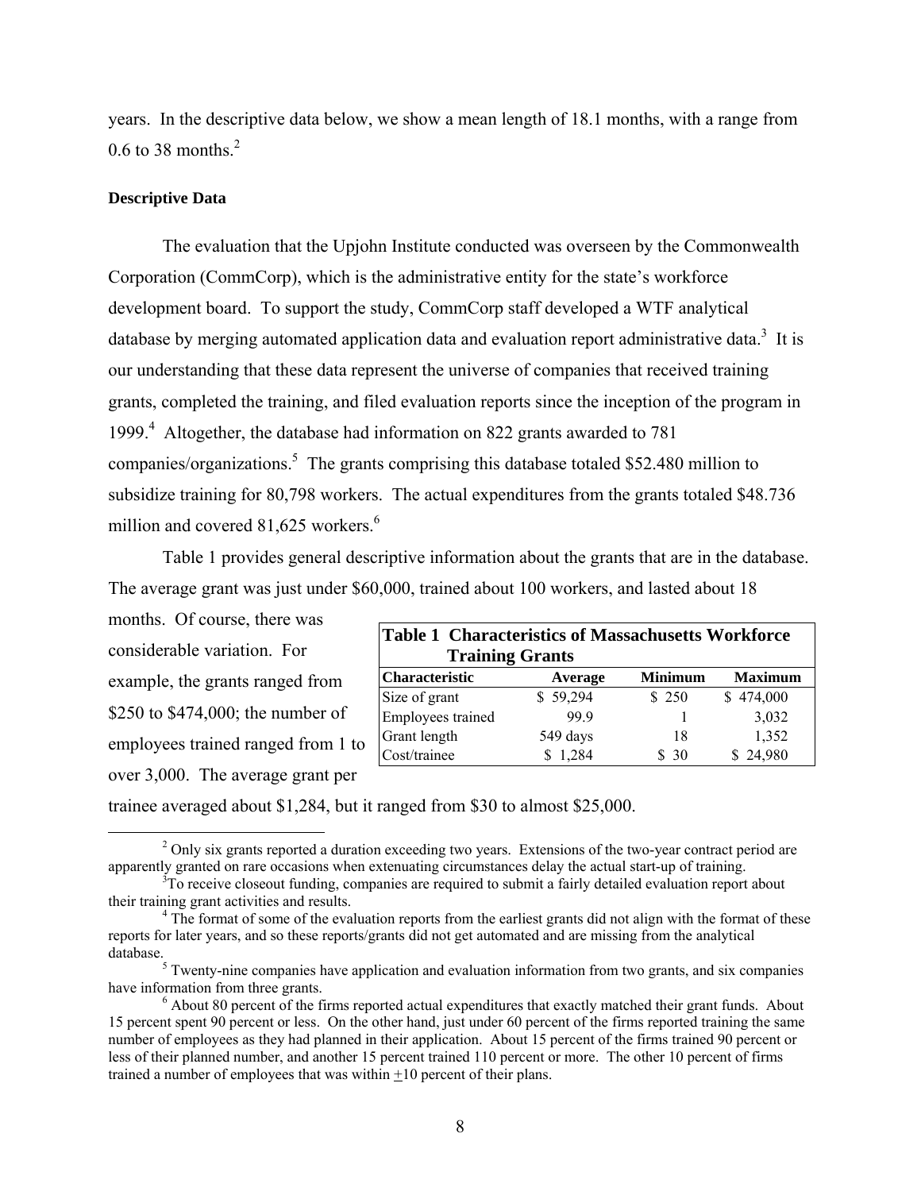years. In the descriptive data below, we show a mean length of 18.1 months, with a range from 0.6 to 38 months.[2]

### Descriptive Data

The evaluation that the Upjohn Institute conducted was overseen by the Commonwealth Corporation (CommCorp), which is the administrative entity for the state's workforce development board. To support the study, CommCorp staff developed a WTF analytical database by merging automated application data and evaluation report administrative data.[3] It is our understanding that these data represent the universe of companies that received training grants, completed the training, and filed evaluation reports since the inception of the program in 1999.[4] Altogether, the database had information on 822 grants awarded to 781 companies/organizations.[5] The grants comprising this database totaled $52.480 million to subsidize training for 80,798 workers. The actual expenditures from the grants totaled $48.736 million and covered 81,625 workers.[6]

Table 1 provides general descriptive information about the grants that are in the database. The average grant was just under $60,000, trained about 100 workers, and lasted about 18 months. Of course, there was considerable variation. For example, the grants ranged from $250 to $474,000; the number of employees trained ranged from 1 to over 3,000. The average grant per trainee averaged about $1,284, but it ranged from $30 to almost $25,000.

**Table 1 Characteristics of Massachusetts Workforce Training Grants**

| Characteristic | Average | Minimum | Maximum |
|---|---|---|---|
| Size of grant | $ 59,294 | $ 250 | $ 474,000 |
| Employees trained | 99.9 | 1 | 3,032 |
| Grant length | 549 days | 18 | 1,352 |
| Cost/trainee | $ 1,284 | $ 30 | $ 24,980 |

[2] Only six grants reported a duration exceeding two years. Extensions of the two-year contract period are apparently granted on rare occasions when extenuating circumstances delay the actual start-up of training.

[3] To receive closeout funding, companies are required to submit a fairly detailed evaluation report about their training grant activities and results.

[4] The format of some of the evaluation reports from the earliest grants did not align with the format of these reports for later years, and so these reports/grants did not get automated and are missing from the analytical database.

[5] Twenty-nine companies have application and evaluation information from two grants, and six companies have information from three grants.

[6] About 80 percent of the firms reported actual expenditures that exactly matched their grant funds. About 15 percent spent 90 percent or less. On the other hand, just under 60 percent of the firms reported training the same number of employees as they had planned in their application. About 15 percent of the firms trained 90 percent or less of their planned number, and another 15 percent trained 110 percent or more. The other 10 percent of firms trained a number of employees that was within ±10 percent of their plans.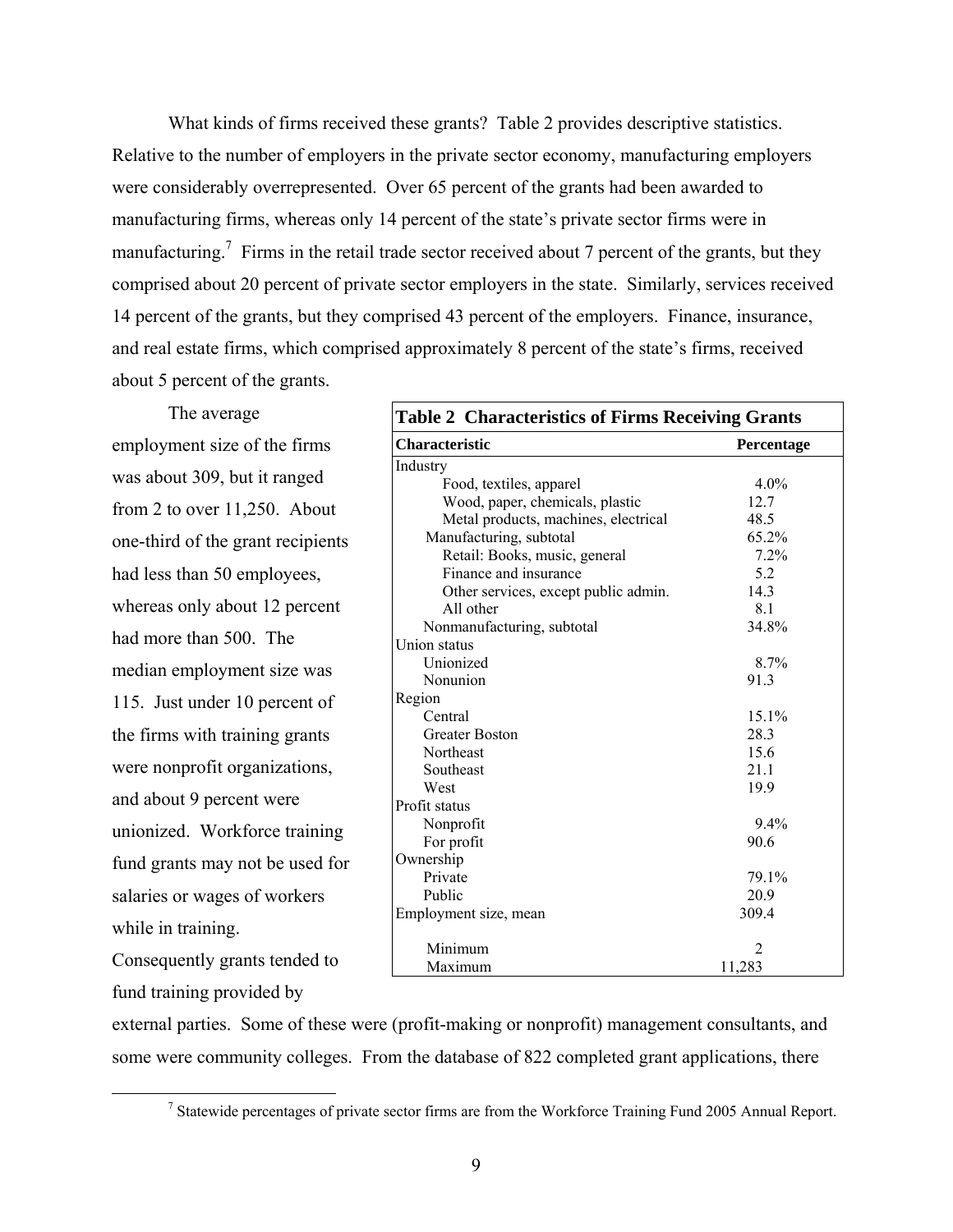What kinds of firms received these grants? Table 2 provides descriptive statistics. Relative to the number of employers in the private sector economy, manufacturing employers were considerably overrepresented. Over 65 percent of the grants had been awarded to manufacturing firms, whereas only 14 percent of the state's private sector firms were in manufacturing.[7] Firms in the retail trade sector received about 7 percent of the grants, but they comprised about 20 percent of private sector employers in the state. Similarly, services received 14 percent of the grants, but they comprised 43 percent of the employers. Finance, insurance, and real estate firms, which comprised approximately 8 percent of the state's firms, received about 5 percent of the grants.

The average employment size of the firms was about 309, but it ranged from 2 to over 11,250. About one-third of the grant recipients had less than 50 employees, whereas only about 12 percent had more than 500. The median employment size was 115. Just under 10 percent of the firms with training grants were nonprofit organizations, and about 9 percent were unionized. Workforce training fund grants may not be used for salaries or wages of workers while in training. Consequently grants tended to fund training provided by external parties. Some of these were (profit-making or nonprofit) management consultants, and some were community colleges. From the database of 822 completed grant applications, there

**Table 2 Characteristics of Firms Receiving Grants**

| Characteristic | Percentage |
|---|---|
| Industry | |
| Food, textiles, apparel | 4.0% |
| Wood, paper, chemicals, plastic | 12.7 |
| Metal products, machines, electrical | 48.5 |
| Manufacturing, subtotal | 65.2% |
| Retail: Books, music, general | 7.2% |
| Finance and insurance | 5.2 |
| Other services, except public admin. | 14.3 |
| All other | 8.1 |
| Nonmanufacturing, subtotal | 34.8% |
| Union status | |
| Unionized | 8.7% |
| Nonunion | 91.3 |
| Region | |
| Central | 15.1% |
| Greater Boston | 28.3 |
| Northeast | 15.6 |
| Southeast | 21.1 |
| West | 19.9 |
| Profit status | |
| Nonprofit | 9.4% |
| For profit | 90.6 |
| Ownership | |
| Private | 79.1% |
| Public | 20.9 |
| Employment size, mean | 309.4 |
| Minimum | 2 |
| Maximum | 11,283 |

[7] Statewide percentages of private sector firms are from the Workforce Training Fund 2005 Annual Report.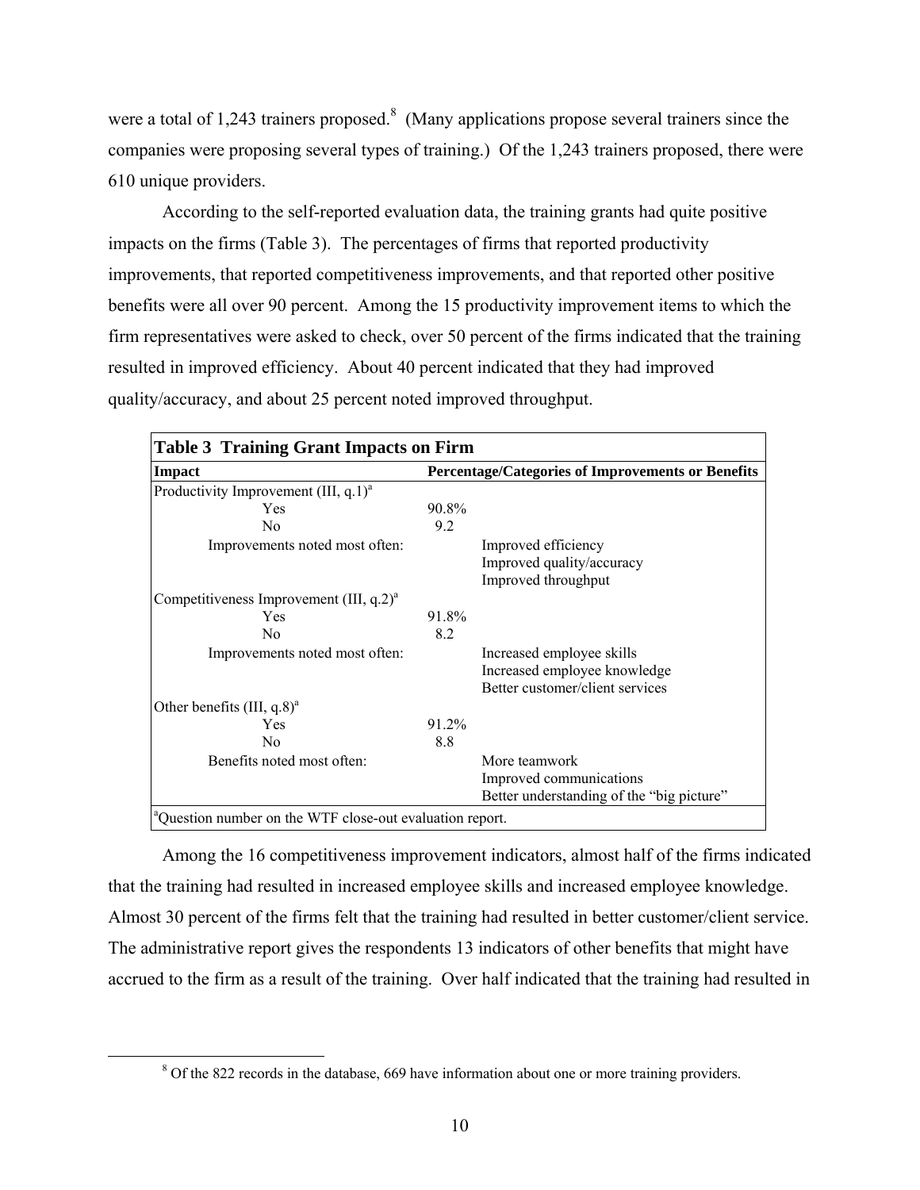were a total of 1,243 trainers proposed.[8] (Many applications propose several trainers since the companies were proposing several types of training.) Of the 1,243 trainers proposed, there were 610 unique providers.

According to the self-reported evaluation data, the training grants had quite positive impacts on the firms (Table 3). The percentages of firms that reported productivity improvements, that reported competitiveness improvements, and that reported other positive benefits were all over 90 percent. Among the 15 productivity improvement items to which the firm representatives were asked to check, over 50 percent of the firms indicated that the training resulted in improved efficiency. About 40 percent indicated that they had improved quality/accuracy, and about 25 percent noted improved throughput.

**Table 3 Training Grant Impacts on Firm**

| Impact | Percentage/Categories of Improvements or Benefits | |
|---|---|---|
| Productivity Improvement (III, q.1)[a] | | |
| Yes | 90.8% | |
| No | 9.2 | |
| Improvements noted most often: | | Improved efficiency<br>Improved quality/accuracy<br>Improved throughput |
| Competitiveness Improvement (III, q.2)[a] | | |
| Yes | 91.8% | |
| No | 8.2 | |
| Improvements noted most often: | | Increased employee skills<br>Increased employee knowledge<br>Better customer/client services |
| Other benefits (III, q.8)[a] | | |
| Yes | 91.2% | |
| No | 8.8 | |
| Benefits noted most often: | | More teamwork<br>Improved communications<br>Better understanding of the "big picture" |

[a]Question number on the WTF close-out evaluation report.

Among the 16 competitiveness improvement indicators, almost half of the firms indicated that the training had resulted in increased employee skills and increased employee knowledge. Almost 30 percent of the firms felt that the training had resulted in better customer/client service. The administrative report gives the respondents 13 indicators of other benefits that might have accrued to the firm as a result of the training. Over half indicated that the training had resulted in

[8] Of the 822 records in the database, 669 have information about one or more training providers.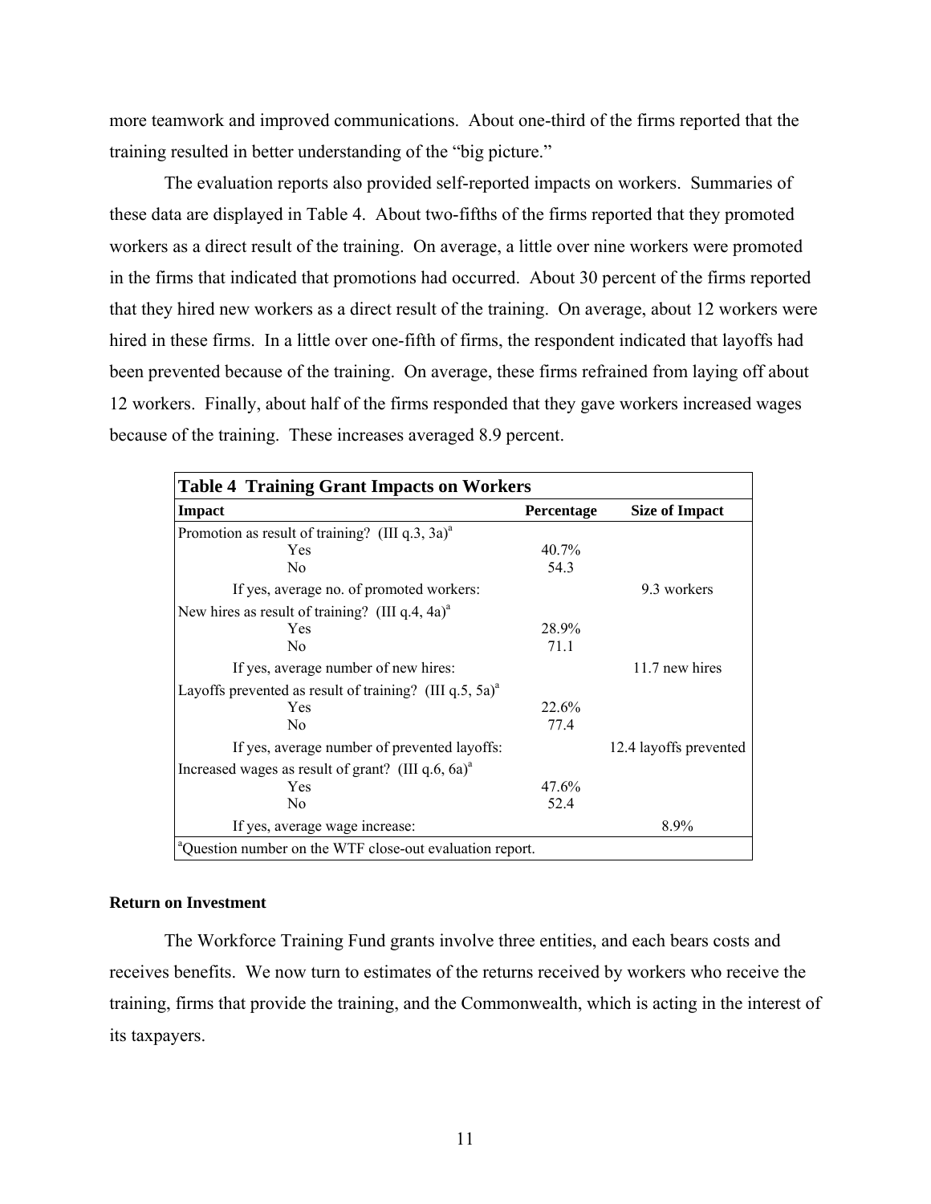more teamwork and improved communications. About one-third of the firms reported that the training resulted in better understanding of the "big picture."

The evaluation reports also provided self-reported impacts on workers. Summaries of these data are displayed in Table 4. About two-fifths of the firms reported that they promoted workers as a direct result of the training. On average, a little over nine workers were promoted in the firms that indicated that promotions had occurred. About 30 percent of the firms reported that they hired new workers as a direct result of the training. On average, about 12 workers were hired in these firms. In a little over one-fifth of firms, the respondent indicated that layoffs had been prevented because of the training. On average, these firms refrained from laying off about 12 workers. Finally, about half of the firms responded that they gave workers increased wages because of the training. These increases averaged 8.9 percent.

**Table 4 Training Grant Impacts on Workers**

| Impact | Percentage | Size of Impact |
|---|---|---|
| Promotion as result of training? (III q.3, 3a)[a] | | |
| Yes | 40.7% | |
| No | 54.3 | |
| If yes, average no. of promoted workers: | | 9.3 workers |
| New hires as result of training? (III q.4, 4a)[a] | | |
| Yes | 28.9% | |
| No | 71.1 | |
| If yes, average number of new hires: | | 11.7 new hires |
| Layoffs prevented as result of training? (III q.5, 5a)[a] | | |
| Yes | 22.6% | |
| No | 77.4 | |
| If yes, average number of prevented layoffs: | | 12.4 layoffs prevented |
| Increased wages as result of grant? (III q.6, 6a)[a] | | |
| Yes | 47.6% | |
| No | 52.4 | |
| If yes, average wage increase: | | 8.9% |

[a]Question number on the WTF close-out evaluation report.

**Return on Investment**

The Workforce Training Fund grants involve three entities, and each bears costs and receives benefits. We now turn to estimates of the returns received by workers who receive the training, firms that provide the training, and the Commonwealth, which is acting in the interest of its taxpayers.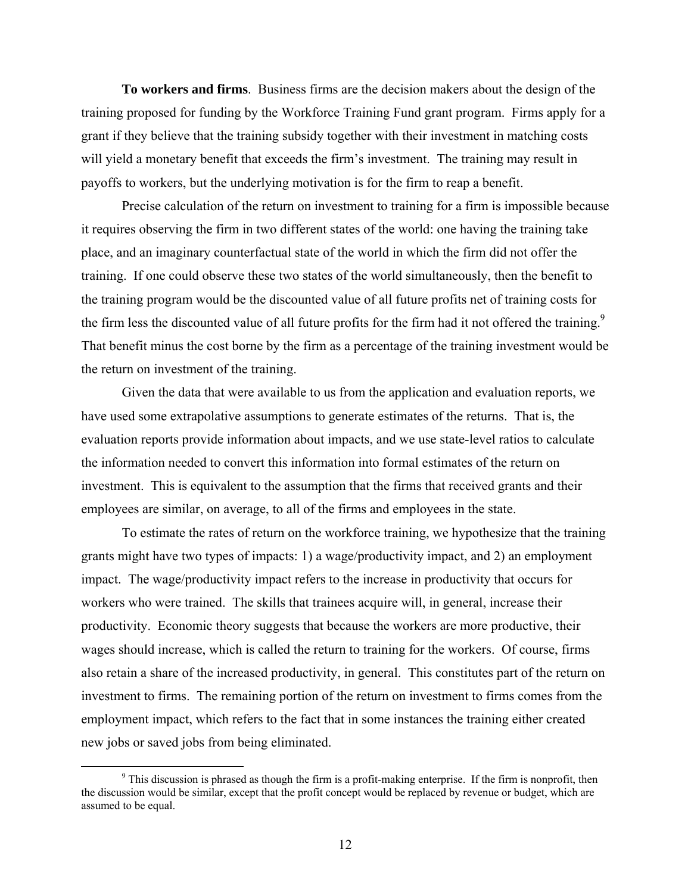**To workers and firms**. Business firms are the decision makers about the design of the training proposed for funding by the Workforce Training Fund grant program. Firms apply for a grant if they believe that the training subsidy together with their investment in matching costs will yield a monetary benefit that exceeds the firm's investment. The training may result in payoffs to workers, but the underlying motivation is for the firm to reap a benefit.

Precise calculation of the return on investment to training for a firm is impossible because it requires observing the firm in two different states of the world: one having the training take place, and an imaginary counterfactual state of the world in which the firm did not offer the training. If one could observe these two states of the world simultaneously, then the benefit to the training program would be the discounted value of all future profits net of training costs for the firm less the discounted value of all future profits for the firm had it not offered the training.[9] That benefit minus the cost borne by the firm as a percentage of the training investment would be the return on investment of the training.

Given the data that were available to us from the application and evaluation reports, we have used some extrapolative assumptions to generate estimates of the returns. That is, the evaluation reports provide information about impacts, and we use state-level ratios to calculate the information needed to convert this information into formal estimates of the return on investment. This is equivalent to the assumption that the firms that received grants and their employees are similar, on average, to all of the firms and employees in the state.

To estimate the rates of return on the workforce training, we hypothesize that the training grants might have two types of impacts: 1) a wage/productivity impact, and 2) an employment impact. The wage/productivity impact refers to the increase in productivity that occurs for workers who were trained. The skills that trainees acquire will, in general, increase their productivity. Economic theory suggests that because the workers are more productive, their wages should increase, which is called the return to training for the workers. Of course, firms also retain a share of the increased productivity, in general. This constitutes part of the return on investment to firms. The remaining portion of the return on investment to firms comes from the employment impact, which refers to the fact that in some instances the training either created new jobs or saved jobs from being eliminated.

---

[9] This discussion is phrased as though the firm is a profit-making enterprise. If the firm is nonprofit, then the discussion would be similar, except that the profit concept would be replaced by revenue or budget, which are assumed to be equal.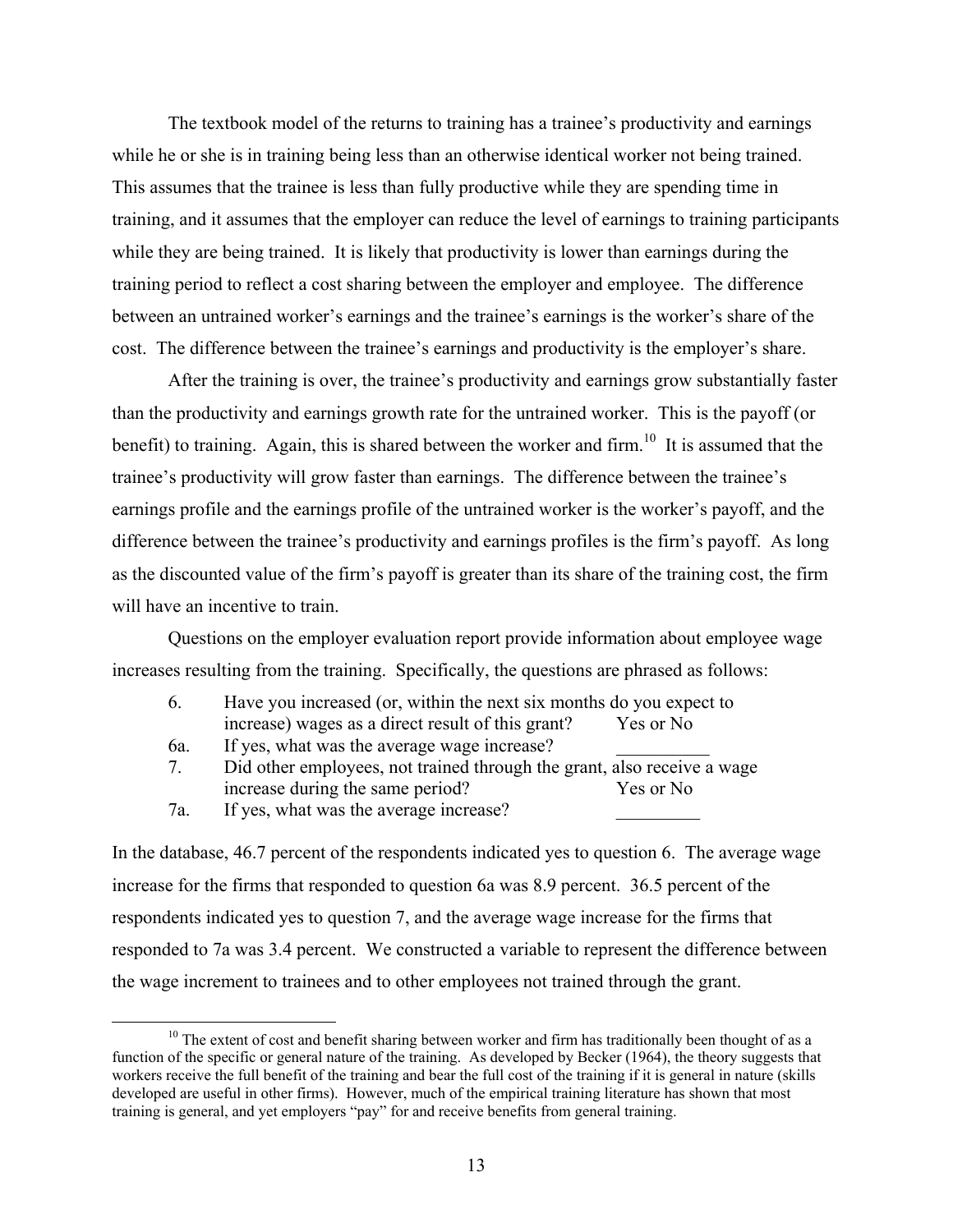The textbook model of the returns to training has a trainee's productivity and earnings while he or she is in training being less than an otherwise identical worker not being trained. This assumes that the trainee is less than fully productive while they are spending time in training, and it assumes that the employer can reduce the level of earnings to training participants while they are being trained. It is likely that productivity is lower than earnings during the training period to reflect a cost sharing between the employer and employee. The difference between an untrained worker's earnings and the trainee's earnings is the worker's share of the cost. The difference between the trainee's earnings and productivity is the employer's share.

After the training is over, the trainee's productivity and earnings grow substantially faster than the productivity and earnings growth rate for the untrained worker. This is the payoff (or benefit) to training. Again, this is shared between the worker and firm.[10] It is assumed that the trainee's productivity will grow faster than earnings. The difference between the trainee's earnings profile and the earnings profile of the untrained worker is the worker's payoff, and the difference between the trainee's productivity and earnings profiles is the firm's payoff. As long as the discounted value of the firm's payoff is greater than its share of the training cost, the firm will have an incentive to train.

Questions on the employer evaluation report provide information about employee wage increases resulting from the training. Specifically, the questions are phrased as follows:

6. Have you increased (or, within the next six months do you expect to increase) wages as a direct result of this grant? Yes or No

6a. If yes, what was the average wage increase? __________

7. Did other employees, not trained through the grant, also receive a wage increase during the same period? Yes or No

7a. If yes, what was the average increase? _________

In the database, 46.7 percent of the respondents indicated yes to question 6. The average wage increase for the firms that responded to question 6a was 8.9 percent. 36.5 percent of the respondents indicated yes to question 7, and the average wage increase for the firms that responded to 7a was 3.4 percent. We constructed a variable to represent the difference between the wage increment to trainees and to other employees not trained through the grant.

[10] The extent of cost and benefit sharing between worker and firm has traditionally been thought of as a function of the specific or general nature of the training. As developed by Becker (1964), the theory suggests that workers receive the full benefit of the training and bear the full cost of the training if it is general in nature (skills developed are useful in other firms). However, much of the empirical training literature has shown that most training is general, and yet employers "pay" for and receive benefits from general training.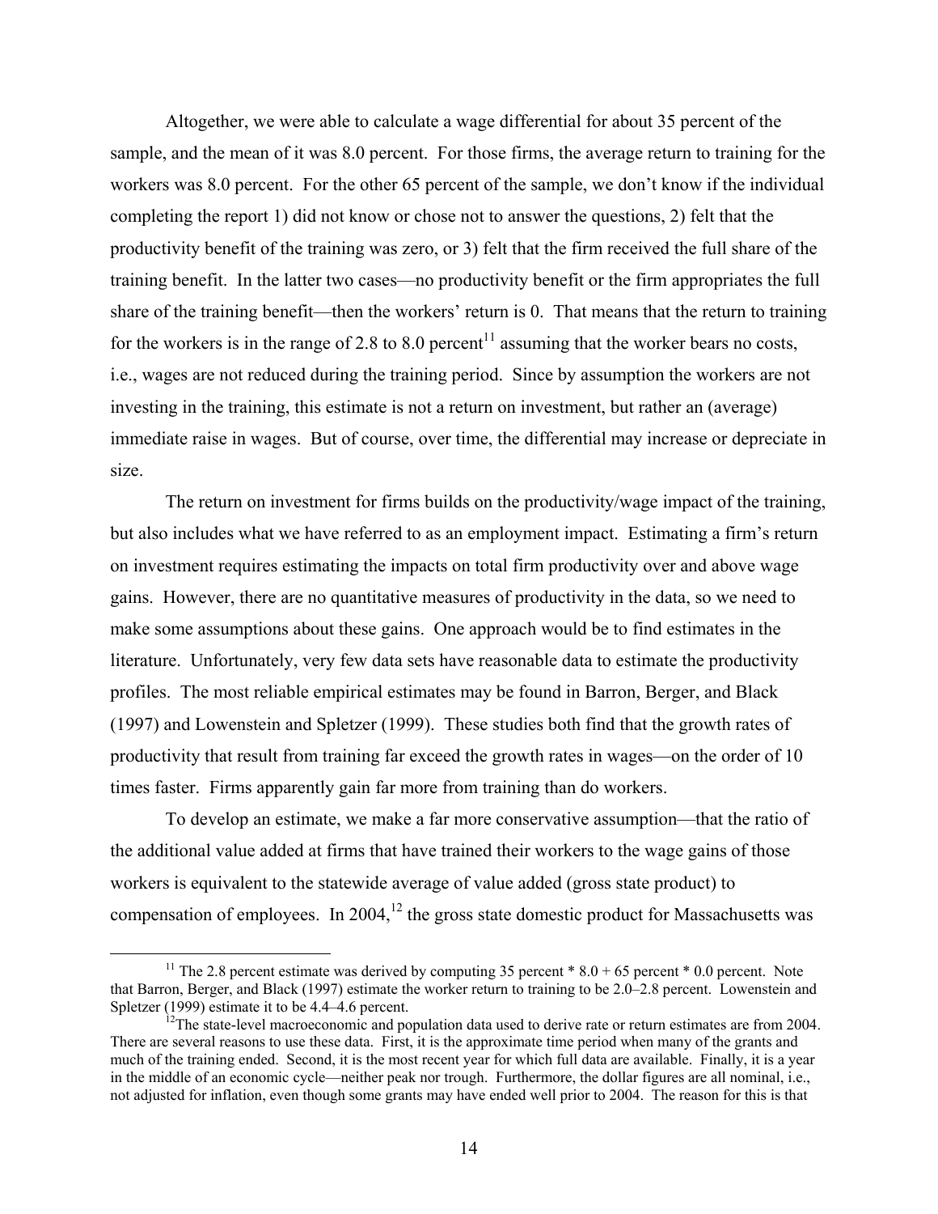Altogether, we were able to calculate a wage differential for about 35 percent of the sample, and the mean of it was 8.0 percent. For those firms, the average return to training for the workers was 8.0 percent. For the other 65 percent of the sample, we don't know if the individual completing the report 1) did not know or chose not to answer the questions, 2) felt that the productivity benefit of the training was zero, or 3) felt that the firm received the full share of the training benefit. In the latter two cases—no productivity benefit or the firm appropriates the full share of the training benefit—then the workers' return is 0. That means that the return to training for the workers is in the range of 2.8 to 8.0 percent[11] assuming that the worker bears no costs, i.e., wages are not reduced during the training period. Since by assumption the workers are not investing in the training, this estimate is not a return on investment, but rather an (average) immediate raise in wages. But of course, over time, the differential may increase or depreciate in size.

The return on investment for firms builds on the productivity/wage impact of the training, but also includes what we have referred to as an employment impact. Estimating a firm's return on investment requires estimating the impacts on total firm productivity over and above wage gains. However, there are no quantitative measures of productivity in the data, so we need to make some assumptions about these gains. One approach would be to find estimates in the literature. Unfortunately, very few data sets have reasonable data to estimate the productivity profiles. The most reliable empirical estimates may be found in Barron, Berger, and Black (1997) and Lowenstein and Spletzer (1999). These studies both find that the growth rates of productivity that result from training far exceed the growth rates in wages—on the order of 10 times faster. Firms apparently gain far more from training than do workers.

To develop an estimate, we make a far more conservative assumption—that the ratio of the additional value added at firms that have trained their workers to the wage gains of those workers is equivalent to the statewide average of value added (gross state product) to compensation of employees. In 2004,[12] the gross state domestic product for Massachusetts was

---

[11] The 2.8 percent estimate was derived by computing 35 percent * 8.0 + 65 percent * 0.0 percent. Note that Barron, Berger, and Black (1997) estimate the worker return to training to be 2.0–2.8 percent. Lowenstein and Spletzer (1999) estimate it to be 4.4–4.6 percent.

[12] The state-level macroeconomic and population data used to derive rate or return estimates are from 2004. There are several reasons to use these data. First, it is the approximate time period when many of the grants and much of the training ended. Second, it is the most recent year for which full data are available. Finally, it is a year in the middle of an economic cycle—neither peak nor trough. Furthermore, the dollar figures are all nominal, i.e., not adjusted for inflation, even though some grants may have ended well prior to 2004. The reason for this is that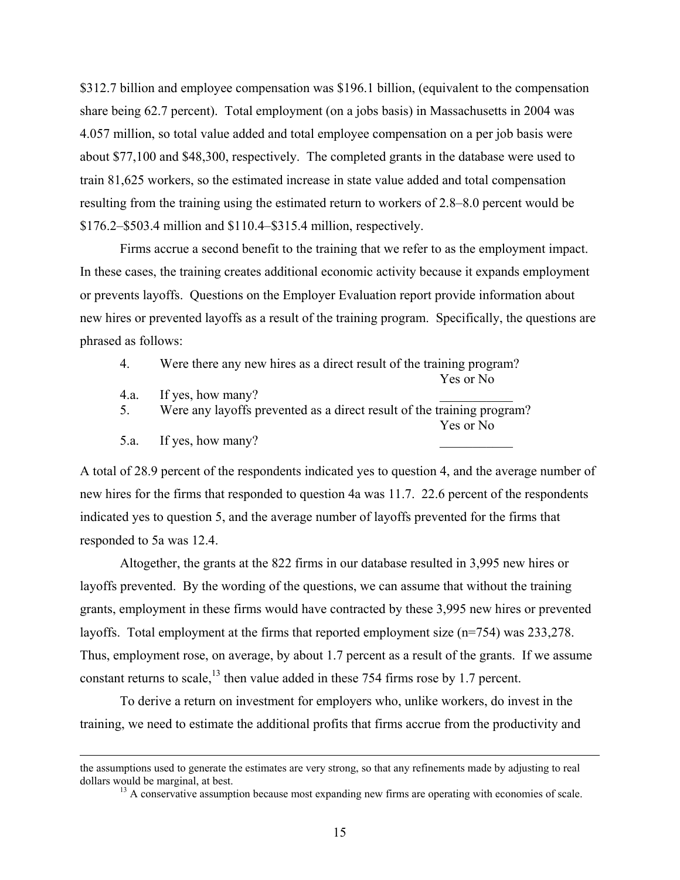$312.7 billion and employee compensation was $196.1 billion, (equivalent to the compensation share being 62.7 percent). Total employment (on a jobs basis) in Massachusetts in 2004 was 4.057 million, so total value added and total employee compensation on a per job basis were about $77,100 and $48,300, respectively. The completed grants in the database were used to train 81,625 workers, so the estimated increase in state value added and total compensation resulting from the training using the estimated return to workers of 2.8–8.0 percent would be $176.2–$503.4 million and $110.4–$315.4 million, respectively.

Firms accrue a second benefit to the training that we refer to as the employment impact. In these cases, the training creates additional economic activity because it expands employment or prevents layoffs. Questions on the Employer Evaluation report provide information about new hires or prevented layoffs as a result of the training program. Specifically, the questions are phrased as follows:

4. Were there any new hires as a direct result of the training program? Yes or No

4.a. If yes, how many? ___________

5. Were any layoffs prevented as a direct result of the training program? Yes or No

5.a. If yes, how many? ___________

A total of 28.9 percent of the respondents indicated yes to question 4, and the average number of new hires for the firms that responded to question 4a was 11.7. 22.6 percent of the respondents indicated yes to question 5, and the average number of layoffs prevented for the firms that responded to 5a was 12.4.

Altogether, the grants at the 822 firms in our database resulted in 3,995 new hires or layoffs prevented. By the wording of the questions, we can assume that without the training grants, employment in these firms would have contracted by these 3,995 new hires or prevented layoffs. Total employment at the firms that reported employment size (n=754) was 233,278. Thus, employment rose, on average, by about 1.7 percent as a result of the grants. If we assume constant returns to scale,[13] then value added in these 754 firms rose by 1.7 percent.

To derive a return on investment for employers who, unlike workers, do invest in the training, we need to estimate the additional profits that firms accrue from the productivity and

---

the assumptions used to generate the estimates are very strong, so that any refinements made by adjusting to real dollars would be marginal, at best.

[13] A conservative assumption because most expanding new firms are operating with economies of scale.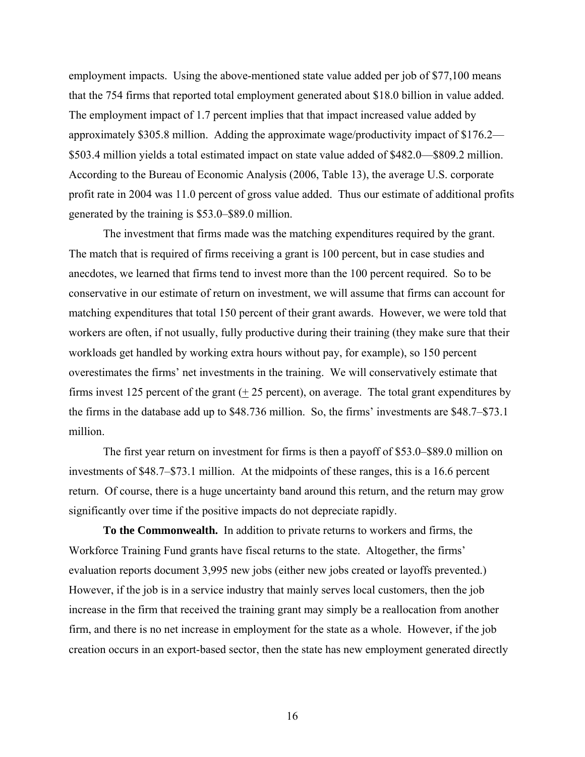employment impacts. Using the above-mentioned state value added per job of $77,100 means that the 754 firms that reported total employment generated about $18.0 billion in value added. The employment impact of 1.7 percent implies that that impact increased value added by approximately $305.8 million. Adding the approximate wage/productivity impact of $176.2—$503.4 million yields a total estimated impact on state value added of $482.0—$809.2 million. According to the Bureau of Economic Analysis (2006, Table 13), the average U.S. corporate profit rate in 2004 was 11.0 percent of gross value added. Thus our estimate of additional profits generated by the training is $53.0–$89.0 million.

The investment that firms made was the matching expenditures required by the grant. The match that is required of firms receiving a grant is 100 percent, but in case studies and anecdotes, we learned that firms tend to invest more than the 100 percent required. So to be conservative in our estimate of return on investment, we will assume that firms can account for matching expenditures that total 150 percent of their grant awards. However, we were told that workers are often, if not usually, fully productive during their training (they make sure that their workloads get handled by working extra hours without pay, for example), so 150 percent overestimates the firms' net investments in the training. We will conservatively estimate that firms invest 125 percent of the grant (± 25 percent), on average. The total grant expenditures by the firms in the database add up to $48.736 million. So, the firms' investments are $48.7–$73.1 million.

The first year return on investment for firms is then a payoff of $53.0–$89.0 million on investments of $48.7–$73.1 million. At the midpoints of these ranges, this is a 16.6 percent return. Of course, there is a huge uncertainty band around this return, and the return may grow significantly over time if the positive impacts do not depreciate rapidly.

**To the Commonwealth.** In addition to private returns to workers and firms, the Workforce Training Fund grants have fiscal returns to the state. Altogether, the firms' evaluation reports document 3,995 new jobs (either new jobs created or layoffs prevented.) However, if the job is in a service industry that mainly serves local customers, then the job increase in the firm that received the training grant may simply be a reallocation from another firm, and there is no net increase in employment for the state as a whole. However, if the job creation occurs in an export-based sector, then the state has new employment generated directly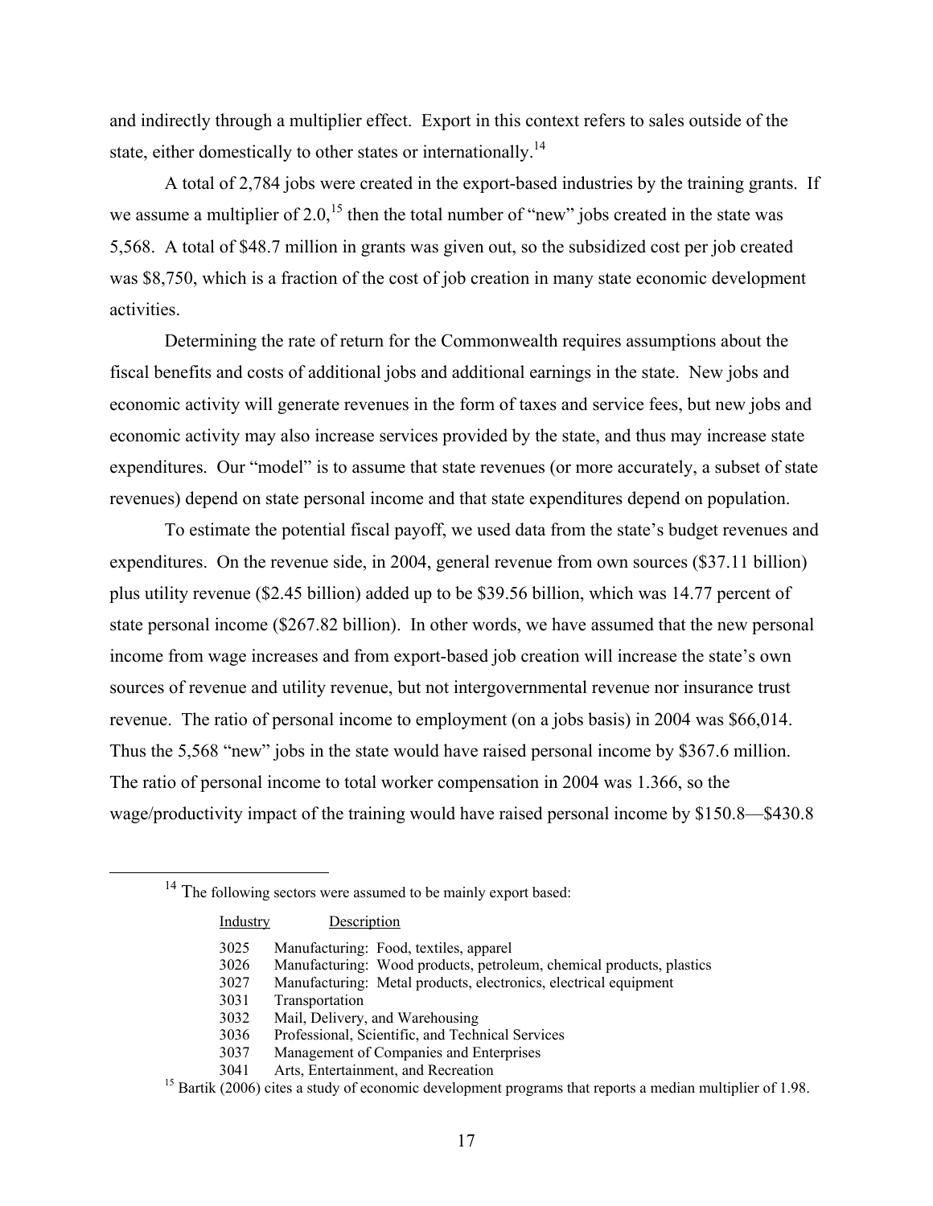and indirectly through a multiplier effect. Export in this context refers to sales outside of the state, either domestically to other states or internationally.[14]

A total of 2,784 jobs were created in the export-based industries by the training grants. If we assume a multiplier of 2.0,[15] then the total number of "new" jobs created in the state was 5,568. A total of $48.7 million in grants was given out, so the subsidized cost per job created was $8,750, which is a fraction of the cost of job creation in many state economic development activities.

Determining the rate of return for the Commonwealth requires assumptions about the fiscal benefits and costs of additional jobs and additional earnings in the state. New jobs and economic activity will generate revenues in the form of taxes and service fees, but new jobs and economic activity may also increase services provided by the state, and thus may increase state expenditures. Our "model" is to assume that state revenues (or more accurately, a subset of state revenues) depend on state personal income and that state expenditures depend on population.

To estimate the potential fiscal payoff, we used data from the state's budget revenues and expenditures. On the revenue side, in 2004, general revenue from own sources ($37.11 billion) plus utility revenue ($2.45 billion) added up to be $39.56 billion, which was 14.77 percent of state personal income ($267.82 billion). In other words, we have assumed that the new personal income from wage increases and from export-based job creation will increase the state's own sources of revenue and utility revenue, but not intergovernmental revenue nor insurance trust revenue. The ratio of personal income to employment (on a jobs basis) in 2004 was $66,014. Thus the 5,568 "new" jobs in the state would have raised personal income by $367.6 million. The ratio of personal income to total worker compensation in 2004 was 1.366, so the wage/productivity impact of the training would have raised personal income by $150.8—$430.8

---

[14] The following sectors were assumed to be mainly export based:

| Industry | Description |
|---|---|
| 3025 | Manufacturing: Food, textiles, apparel |
| 3026 | Manufacturing: Wood products, petroleum, chemical products, plastics |
| 3027 | Manufacturing: Metal products, electronics, electrical equipment |
| 3031 | Transportation |
| 3032 | Mail, Delivery, and Warehousing |
| 3036 | Professional, Scientific, and Technical Services |
| 3037 | Management of Companies and Enterprises |
| 3041 | Arts, Entertainment, and Recreation |

[15] Bartik (2006) cites a study of economic development programs that reports a median multiplier of 1.98.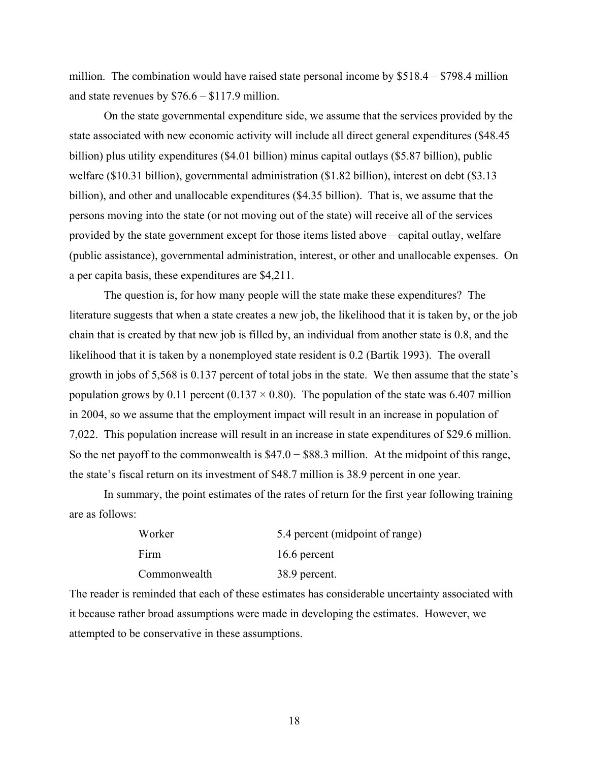million. The combination would have raised state personal income by $518.4 – $798.4 million and state revenues by $76.6 – $117.9 million.

On the state governmental expenditure side, we assume that the services provided by the state associated with new economic activity will include all direct general expenditures ($48.45 billion) plus utility expenditures ($4.01 billion) minus capital outlays ($5.87 billion), public welfare ($10.31 billion), governmental administration ($1.82 billion), interest on debt ($3.13 billion), and other and unallocable expenditures ($4.35 billion). That is, we assume that the persons moving into the state (or not moving out of the state) will receive all of the services provided by the state government except for those items listed above—capital outlay, welfare (public assistance), governmental administration, interest, or other and unallocable expenses. On a per capita basis, these expenditures are $4,211.

The question is, for how many people will the state make these expenditures? The literature suggests that when a state creates a new job, the likelihood that it is taken by, or the job chain that is created by that new job is filled by, an individual from another state is 0.8, and the likelihood that it is taken by a nonemployed state resident is 0.2 (Bartik 1993). The overall growth in jobs of 5,568 is 0.137 percent of total jobs in the state. We then assume that the state's population grows by 0.11 percent ($0.137 \times 0.80$). The population of the state was 6.407 million in 2004, so we assume that the employment impact will result in an increase in population of 7,022. This population increase will result in an increase in state expenditures of $29.6 million. So the net payoff to the commonwealth is $47.0 − $88.3 million. At the midpoint of this range, the state's fiscal return on its investment of $48.7 million is 38.9 percent in one year.

In summary, the point estimates of the rates of return for the first year following training are as follows:

| | |
|---|---|
| Worker | 5.4 percent (midpoint of range) |
| Firm | 16.6 percent |
| Commonwealth | 38.9 percent. |

The reader is reminded that each of these estimates has considerable uncertainty associated with it because rather broad assumptions were made in developing the estimates. However, we attempted to be conservative in these assumptions.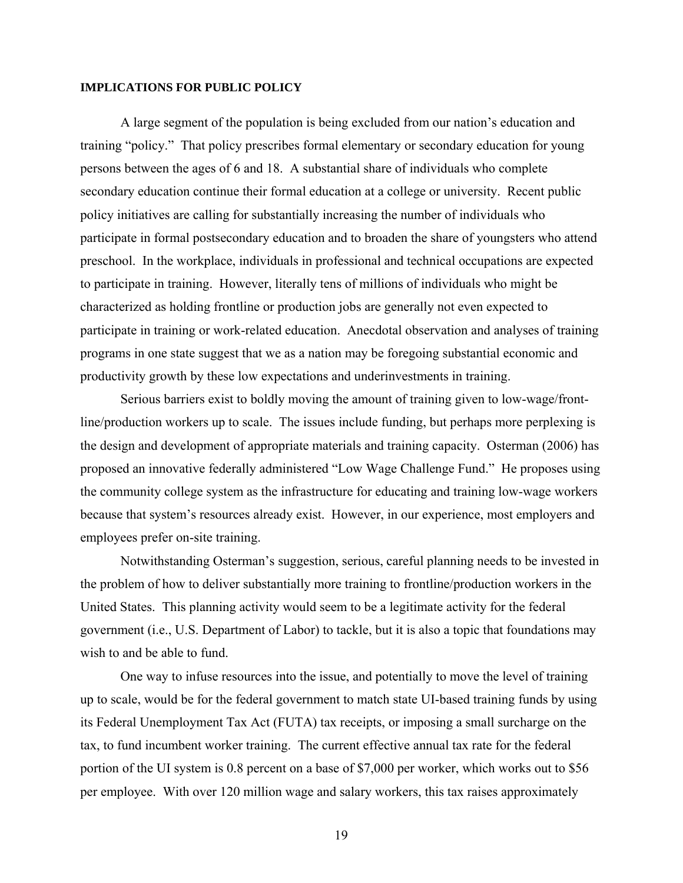## IMPLICATIONS FOR PUBLIC POLICY

A large segment of the population is being excluded from our nation's education and training "policy." That policy prescribes formal elementary or secondary education for young persons between the ages of 6 and 18. A substantial share of individuals who complete secondary education continue their formal education at a college or university. Recent public policy initiatives are calling for substantially increasing the number of individuals who participate in formal postsecondary education and to broaden the share of youngsters who attend preschool. In the workplace, individuals in professional and technical occupations are expected to participate in training. However, literally tens of millions of individuals who might be characterized as holding frontline or production jobs are generally not even expected to participate in training or work-related education. Anecdotal observation and analyses of training programs in one state suggest that we as a nation may be foregoing substantial economic and productivity growth by these low expectations and underinvestments in training.

Serious barriers exist to boldly moving the amount of training given to low-wage/front-line/production workers up to scale. The issues include funding, but perhaps more perplexing is the design and development of appropriate materials and training capacity. Osterman (2006) has proposed an innovative federally administered "Low Wage Challenge Fund." He proposes using the community college system as the infrastructure for educating and training low-wage workers because that system's resources already exist. However, in our experience, most employers and employees prefer on-site training.

Notwithstanding Osterman's suggestion, serious, careful planning needs to be invested in the problem of how to deliver substantially more training to frontline/production workers in the United States. This planning activity would seem to be a legitimate activity for the federal government (i.e., U.S. Department of Labor) to tackle, but it is also a topic that foundations may wish to and be able to fund.

One way to infuse resources into the issue, and potentially to move the level of training up to scale, would be for the federal government to match state UI-based training funds by using its Federal Unemployment Tax Act (FUTA) tax receipts, or imposing a small surcharge on the tax, to fund incumbent worker training. The current effective annual tax rate for the federal portion of the UI system is 0.8 percent on a base of $7,000 per worker, which works out to $56 per employee. With over 120 million wage and salary workers, this tax raises approximately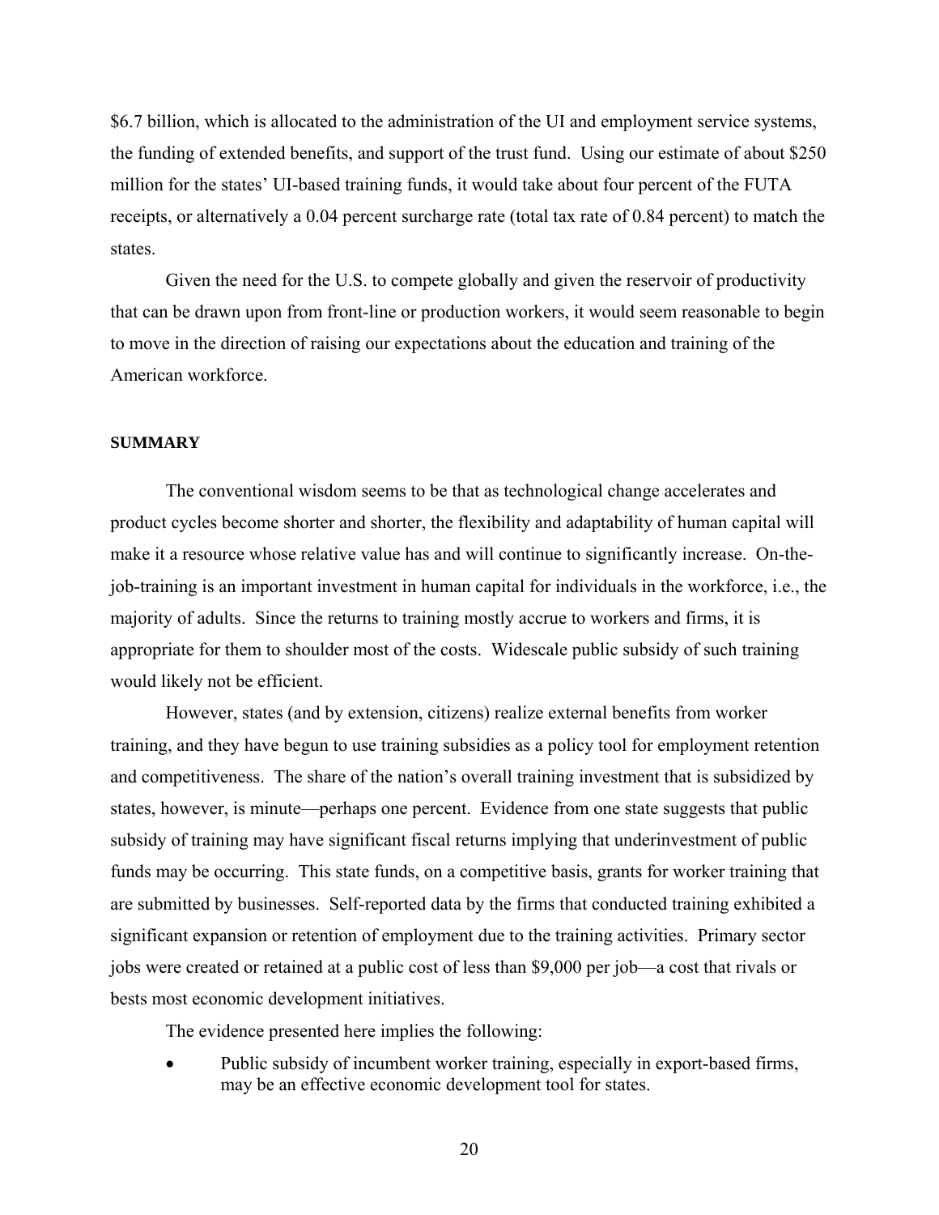$6.7 billion, which is allocated to the administration of the UI and employment service systems, the funding of extended benefits, and support of the trust fund. Using our estimate of about $250 million for the states' UI-based training funds, it would take about four percent of the FUTA receipts, or alternatively a 0.04 percent surcharge rate (total tax rate of 0.84 percent) to match the states.

Given the need for the U.S. to compete globally and given the reservoir of productivity that can be drawn upon from front-line or production workers, it would seem reasonable to begin to move in the direction of raising our expectations about the education and training of the American workforce.

## SUMMARY

The conventional wisdom seems to be that as technological change accelerates and product cycles become shorter and shorter, the flexibility and adaptability of human capital will make it a resource whose relative value has and will continue to significantly increase. On-the-job-training is an important investment in human capital for individuals in the workforce, i.e., the majority of adults. Since the returns to training mostly accrue to workers and firms, it is appropriate for them to shoulder most of the costs. Widescale public subsidy of such training would likely not be efficient.

However, states (and by extension, citizens) realize external benefits from worker training, and they have begun to use training subsidies as a policy tool for employment retention and competitiveness. The share of the nation's overall training investment that is subsidized by states, however, is minute—perhaps one percent. Evidence from one state suggests that public subsidy of training may have significant fiscal returns implying that underinvestment of public funds may be occurring. This state funds, on a competitive basis, grants for worker training that are submitted by businesses. Self-reported data by the firms that conducted training exhibited a significant expansion or retention of employment due to the training activities. Primary sector jobs were created or retained at a public cost of less than $9,000 per job—a cost that rivals or bests most economic development initiatives.

The evidence presented here implies the following:

- Public subsidy of incumbent worker training, especially in export-based firms, may be an effective economic development tool for states.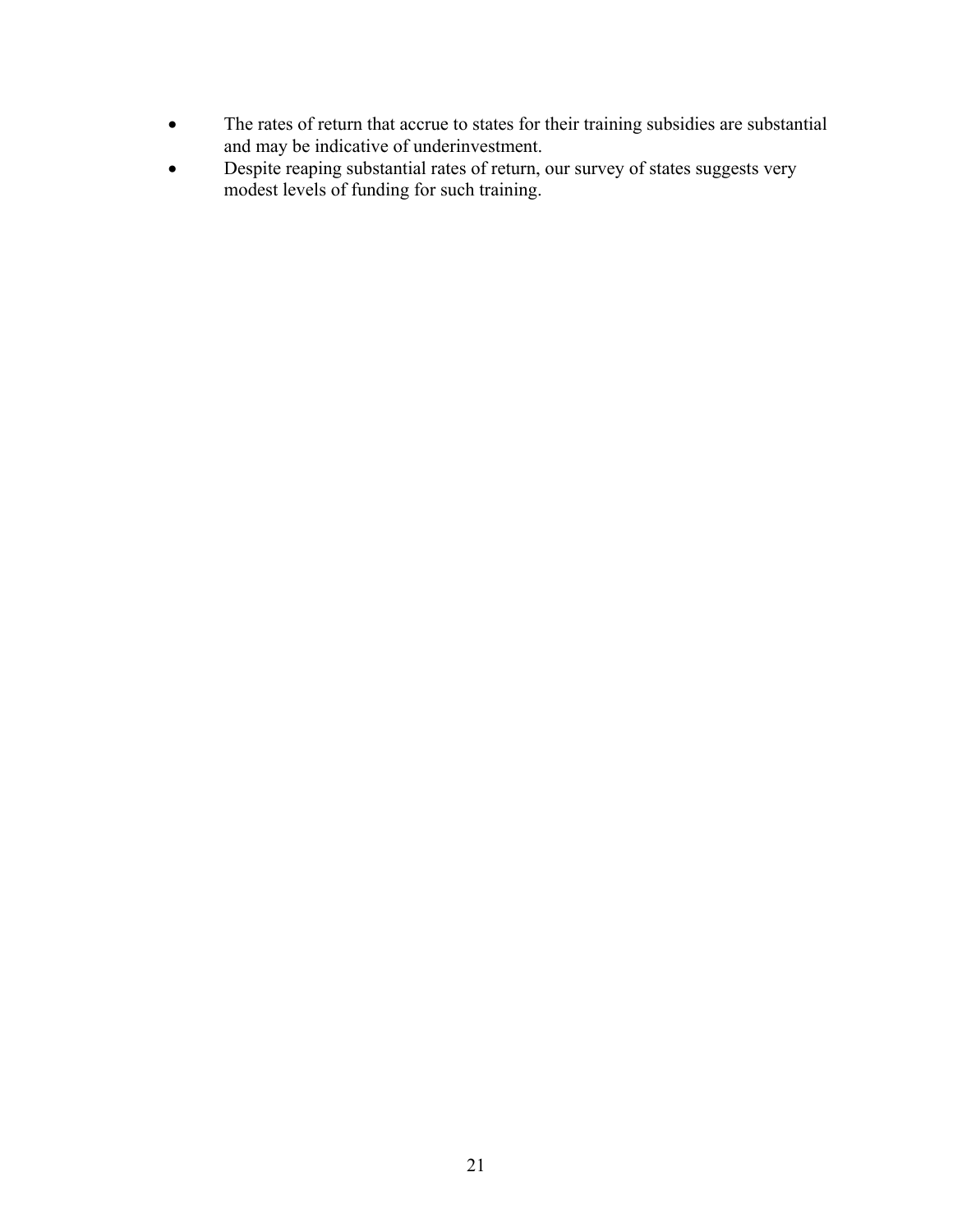- The rates of return that accrue to states for their training subsidies are substantial and may be indicative of underinvestment.
- Despite reaping substantial rates of return, our survey of states suggests very modest levels of funding for such training.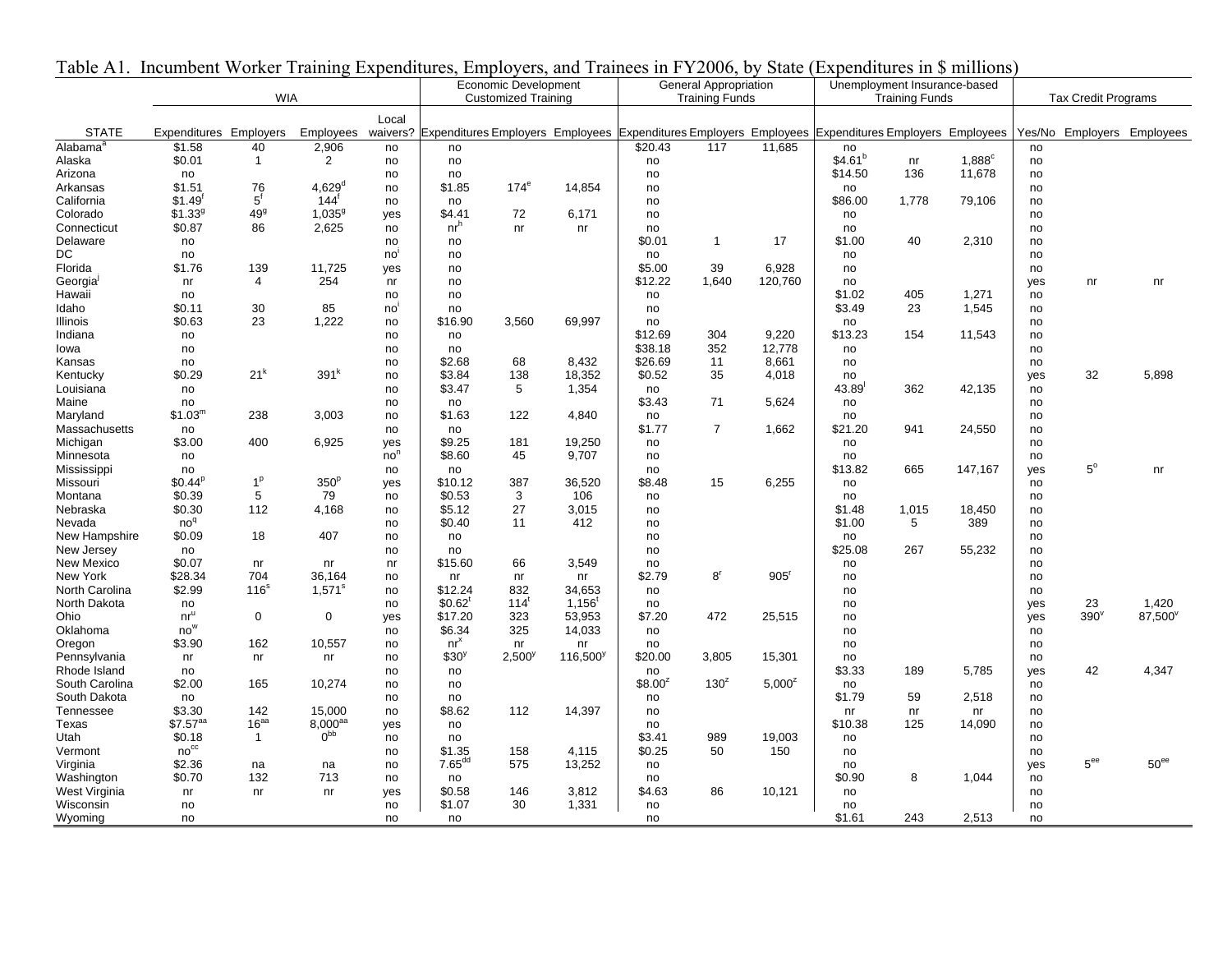Table A1. Incumbent Worker Training Expenditures, Employers, and Trainees in FY2006, by State (Expenditures in $ millions)

| | WIA | | | | Economic Development Customized Training | | | General Appropriation Training Funds | | | Unemployment Insurance-based Training Funds | | | Tax Credit Programs | | |
|---|---|---|---|---|---|---|---|---|---|---|---|---|---|---|---|---|
| STATE | Expenditures | Employers | Employees | Local waivers? | Expenditures | Employers | Employees | Expenditures | Employers | Employees | Expenditures | Employers | Employees | Yes/No | Employers | Employees |
| Alabama[a] | $1.58 | 40 | 2,906 | no | no | | | $20.43 | 117 | 11,685 | no | | | no | | |
| Alaska | $0.01 | 1 | 2 | no | no | | | no | | | $4.61[b] | nr | 1,888[c] | no | | |
| Arizona | no | | | no | no | | | no | | | $14.50 | 136 | 11,678 | no | | |
| Arkansas | $1.51 | 76 | 4,629[d] | no | $1.85 | 174[e] | 14,854 | no | | | no | | | no | | |
| California | $1.49[f] | 5[f] | 144[f] | no | no | | | no | | | $86.00 | 1,778 | 79,106 | no | | |
| Colorado | $1.33[g] | 49[g] | 1,035[g] | yes | $4.41 | 72 | 6,171 | no | | | no | | | no | | |
| Connecticut | $0.87 | 86 | 2,625 | no | nr[h] | nr | nr | no | | | no | | | no | | |
| Delaware | no | | | no | no | | | $0.01 | 1 | 17 | $1.00 | 40 | 2,310 | no | | |
| DC | no | | | no[i] | no | | | no | | | no | | | no | | |
| Florida | $1.76 | 139 | 11,725 | yes | no | | | $5.00 | 39 | 6,928 | no | | | no | | |
| Georgia[j] | nr | 4 | 254 | nr | no | | | $12.22 | 1,640 | 120,760 | no | | | yes | nr | nr |
| Hawaii | no | | | no | no | | | no | | | $1.02 | 405 | 1,271 | no | | |
| Idaho | $0.11 | 30 | 85 | no[i] | no | | | no | | | $3.49 | 23 | 1,545 | no | | |
| Illinois | $0.63 | 23 | 1,222 | no | $16.90 | 3,560 | 69,997 | no | | | no | | | no | | |
| Indiana | no | | | no | no | | | $12.69 | 304 | 9,220 | $13.23 | 154 | 11,543 | no | | |
| Iowa | no | | | no | no | | | $38.18 | 352 | 12,778 | no | | | no | | |
| Kansas | no | | | no | $2.68 | 68 | 8,432 | $26.69 | 11 | 8,661 | no | | | no | | |
| Kentucky | $0.29 | 21[k] | 391[k] | no | $3.84 | 138 | 18,352 | $0.52 | 35 | 4,018 | no | | | yes | 32 | 5,898 |
| Louisiana | no | | | no | $3.47 | 5 | 1,354 | no | | | 43.89[l] | 362 | 42,135 | no | | |
| Maine | no | | | no | no | | | $3.43 | 71 | 5,624 | no | | | no | | |
| Maryland | $1.03[m] | 238 | 3,003 | no | $1.63 | 122 | 4,840 | no | | | no | | | no | | |
| Massachusetts | no | | | no | no | | | $1.77 | 7 | 1,662 | $21.20 | 941 | 24,550 | no | | |
| Michigan | $3.00 | 400 | 6,925 | yes | $9.25 | 181 | 19,250 | no | | | no | | | no | | |
| Minnesota | no | | | no[n] | $8.60 | 45 | 9,707 | no | | | no | | | no | | |
| Mississippi | no | | | no | no | | | no | | | $13.82 | 665 | 147,167 | yes | 5[o] | nr |
| Missouri | $0.44[p] | 1[p] | 350[p] | yes | $10.12 | 387 | 36,520 | $8.48 | 15 | 6,255 | no | | | no | | |
| Montana | $0.39 | 5 | 79 | no | $0.53 | 3 | 106 | no | | | no | | | no | | |
| Nebraska | $0.30 | 112 | 4,168 | no | $5.12 | 27 | 3,015 | no | | | $1.48 | 1,015 | 18,450 | no | | |
| Nevada | no[q] | | | no | $0.40 | 11 | 412 | no | | | $1.00 | 5 | 389 | no | | |
| New Hampshire | $0.09 | 18 | 407 | no | no | | | no | | | no | | | no | | |
| New Jersey | no | | | no | no | | | no | | | $25.08 | 267 | 55,232 | no | | |
| New Mexico | $0.07 | nr | nr | nr | $15.60 | 66 | 3,549 | no | | | no | | | no | | |
| New York | $28.34 | 704 | 36,164 | no | nr | nr | nr | $2.79 | 8[r] | 905[r] | no | | | no | | |
| North Carolina | $2.99 | 116[s] | 1,571[s] | no | $12.24 | 832 | 34,653 | no | | | no | | | no | | |
| North Dakota | no | | | no | $0.62[t] | 114[t] | 1,156[t] | no | | | no | | | yes | 23 | 1,420 |
| Ohio | nr[u] | 0 | 0 | yes | $17.20 | 323 | 53,953 | $7.20 | 472 | 25,515 | no | | | yes | 390[v] | 87,500[v] |
| Oklahoma | no[w] | | | no | $6.34 | 325 | 14,033 | no | | | no | | | no | | |
| Oregon | $3.90 | 162 | 10,557 | no | nr[x] | nr | nr | no | | | no | | | no | | |
| Pennsylvania | nr | nr | nr | no | $30[y] | 2,500[y] | 116,500[y] | $20.00 | 3,805 | 15,301 | no | | | no | | |
| Rhode Island | no | | | no | no | | | no | | | $3.33 | 189 | 5,785 | yes | 42 | 4,347 |
| South Carolina | $2.00 | 165 | 10,274 | no | no | | | $8.00[z] | 130[z] | 5,000[z] | no | | | no | | |
| South Dakota | no | | | no | no | | | no | | | $1.79 | 59 | 2,518 | no | | |
| Tennessee | $3.30 | 142 | 15,000 | no | $8.62 | 112 | 14,397 | no | | | nr | nr | nr | no | | |
| Texas | $7.57[aa] | 16[aa] | 8,000[aa] | yes | no | | | no | | | $10.38 | 125 | 14,090 | no | | |
| Utah | $0.18 | 1 | 0[bb] | no | no | | | $3.41 | 989 | 19,003 | no | | | no | | |
| Vermont | no[cc] | | | no | $1.35 | 158 | 4,115 | $0.25 | 50 | 150 | no | | | no | | |
| Virginia | $2.36 | na | na | no | 7.65[dd] | 575 | 13,252 | no | | | no | | | yes | 5[ee] | 50[ee] |
| Washington | $0.70 | 132 | 713 | no | no | | | no | | | $0.90 | 8 | 1,044 | no | | |
| West Virginia | nr | nr | nr | yes | $0.58 | 146 | 3,812 | $4.63 | 86 | 10,121 | no | | | no | | |
| Wisconsin | no | | | no | $1.07 | 30 | 1,331 | no | | | no | | | no | | |
| Wyoming | no | | | no | no | | | no | | | $1.61 | 243 | 2,513 | no | | |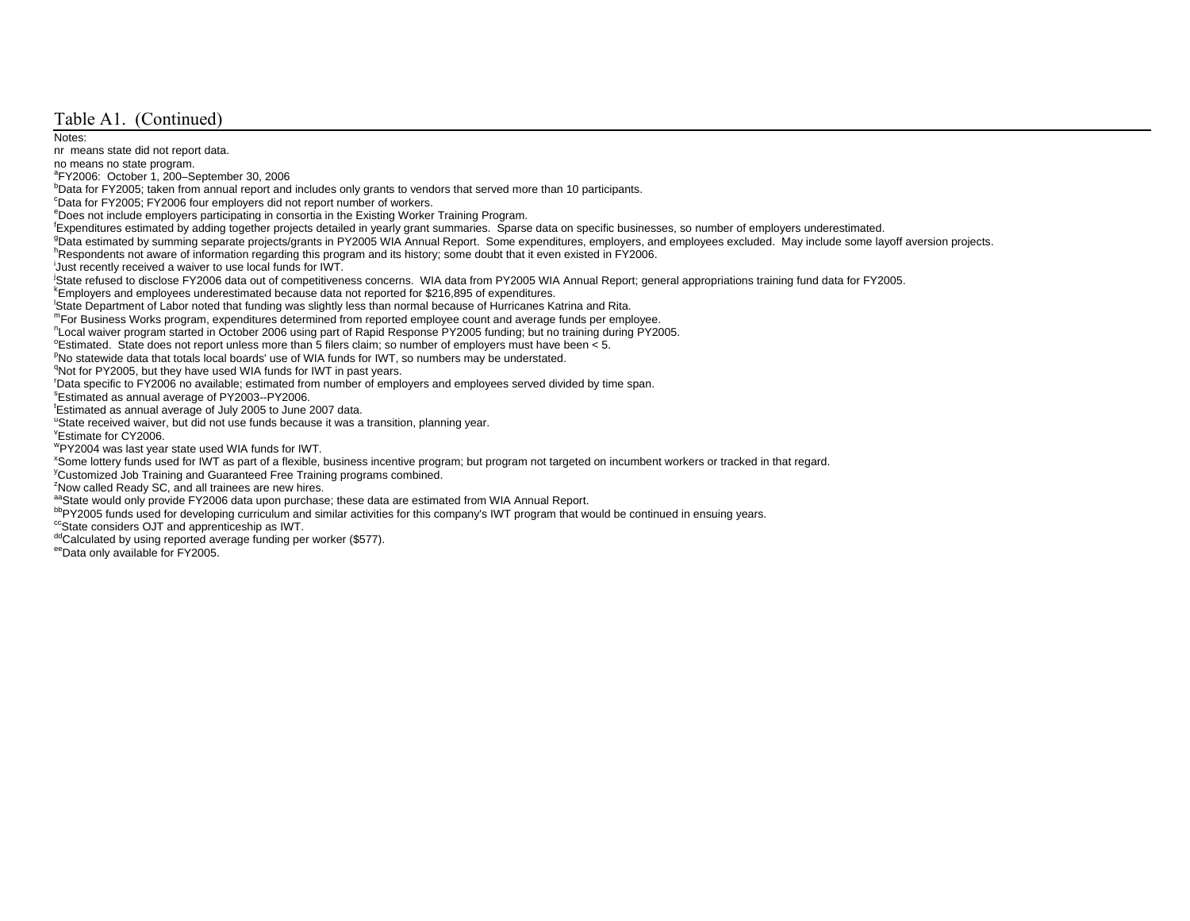Table A1. (Continued)

Notes:

nr means state did not report data.

no means no state program.

[a]FY2006: October 1, 200–September 30, 2006

[b]Data for FY2005; taken from annual report and includes only grants to vendors that served more than 10 participants.

[c]Data for FY2005; FY2006 four employers did not report number of workers.

[e]Does not include employers participating in consortia in the Existing Worker Training Program.

[f]Expenditures estimated by adding together projects detailed in yearly grant summaries. Sparse data on specific businesses, so number of employers underestimated.

[g]Data estimated by summing separate projects/grants in PY2005 WIA Annual Report. Some expenditures, employers, and employees excluded. May include some layoff aversion projects.

[h]Respondents not aware of information regarding this program and its history; some doubt that it even existed in FY2006.

[i]Just recently received a waiver to use local funds for IWT.

[j]State refused to disclose FY2006 data out of competitiveness concerns. WIA data from PY2005 WIA Annual Report; general appropriations training fund data for FY2005.

[k]Employers and employees underestimated because data not reported for $216,895 of expenditures.

[l]State Department of Labor noted that funding was slightly less than normal because of Hurricanes Katrina and Rita.

[m]For Business Works program, expenditures determined from reported employee count and average funds per employee.

[n]Local waiver program started in October 2006 using part of Rapid Response PY2005 funding; but no training during PY2005.

[o]Estimated. State does not report unless more than 5 filers claim; so number of employers must have been < 5.

[p]No statewide data that totals local boards' use of WIA funds for IWT, so numbers may be understated.

[q]Not for PY2005, but they have used WIA funds for IWT in past years.

[r]Data specific to FY2006 no available; estimated from number of employers and employees served divided by time span.

[s]Estimated as annual average of PY2003--PY2006.

[t]Estimated as annual average of July 2005 to June 2007 data.

[u]State received waiver, but did not use funds because it was a transition, planning year.

[v]Estimate for CY2006.

[w]PY2004 was last year state used WIA funds for IWT.

[x]Some lottery funds used for IWT as part of a flexible, business incentive program; but program not targeted on incumbent workers or tracked in that regard.

[y]Customized Job Training and Guaranteed Free Training programs combined.

[z]Now called Ready SC, and all trainees are new hires.

[aa]State would only provide FY2006 data upon purchase; these data are estimated from WIA Annual Report.

[bb]PY2005 funds used for developing curriculum and similar activities for this company's IWT program that would be continued in ensuing years.

[cc]State considers OJT and apprenticeship as IWT.

[dd]Calculated by using reported average funding per worker ($577).

[ee]Data only available for FY2005.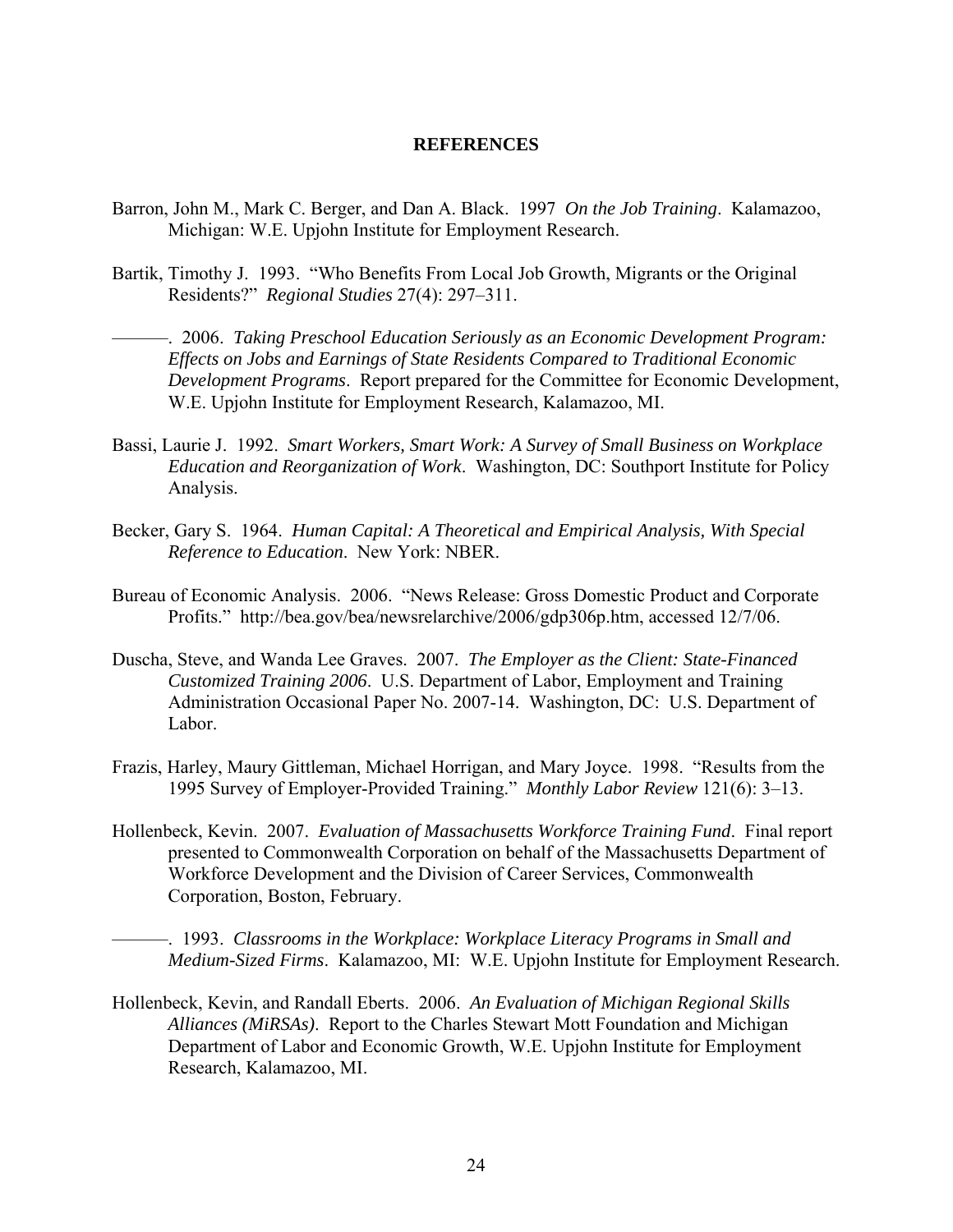## REFERENCES

Barron, John M., Mark C. Berger, and Dan A. Black. 1997 *On the Job Training*. Kalamazoo, Michigan: W.E. Upjohn Institute for Employment Research.

Bartik, Timothy J. 1993. "Who Benefits From Local Job Growth, Migrants or the Original Residents?" *Regional Studies* 27(4): 297–311.

———. 2006. *Taking Preschool Education Seriously as an Economic Development Program: Effects on Jobs and Earnings of State Residents Compared to Traditional Economic Development Programs*. Report prepared for the Committee for Economic Development, W.E. Upjohn Institute for Employment Research, Kalamazoo, MI.

Bassi, Laurie J. 1992. *Smart Workers, Smart Work: A Survey of Small Business on Workplace Education and Reorganization of Work*. Washington, DC: Southport Institute for Policy Analysis.

Becker, Gary S. 1964. *Human Capital: A Theoretical and Empirical Analysis, With Special Reference to Education*. New York: NBER.

Bureau of Economic Analysis. 2006. "News Release: Gross Domestic Product and Corporate Profits." http://bea.gov/bea/newsrelarchive/2006/gdp306p.htm, accessed 12/7/06.

Duscha, Steve, and Wanda Lee Graves. 2007. *The Employer as the Client: State-Financed Customized Training 2006*. U.S. Department of Labor, Employment and Training Administration Occasional Paper No. 2007-14. Washington, DC: U.S. Department of Labor.

Frazis, Harley, Maury Gittleman, Michael Horrigan, and Mary Joyce. 1998. "Results from the 1995 Survey of Employer-Provided Training." *Monthly Labor Review* 121(6): 3–13.

Hollenbeck, Kevin. 2007. *Evaluation of Massachusetts Workforce Training Fund*. Final report presented to Commonwealth Corporation on behalf of the Massachusetts Department of Workforce Development and the Division of Career Services, Commonwealth Corporation, Boston, February.

———. 1993. *Classrooms in the Workplace: Workplace Literacy Programs in Small and Medium-Sized Firms*. Kalamazoo, MI: W.E. Upjohn Institute for Employment Research.

Hollenbeck, Kevin, and Randall Eberts. 2006. *An Evaluation of Michigan Regional Skills Alliances (MiRSAs)*. Report to the Charles Stewart Mott Foundation and Michigan Department of Labor and Economic Growth, W.E. Upjohn Institute for Employment Research, Kalamazoo, MI.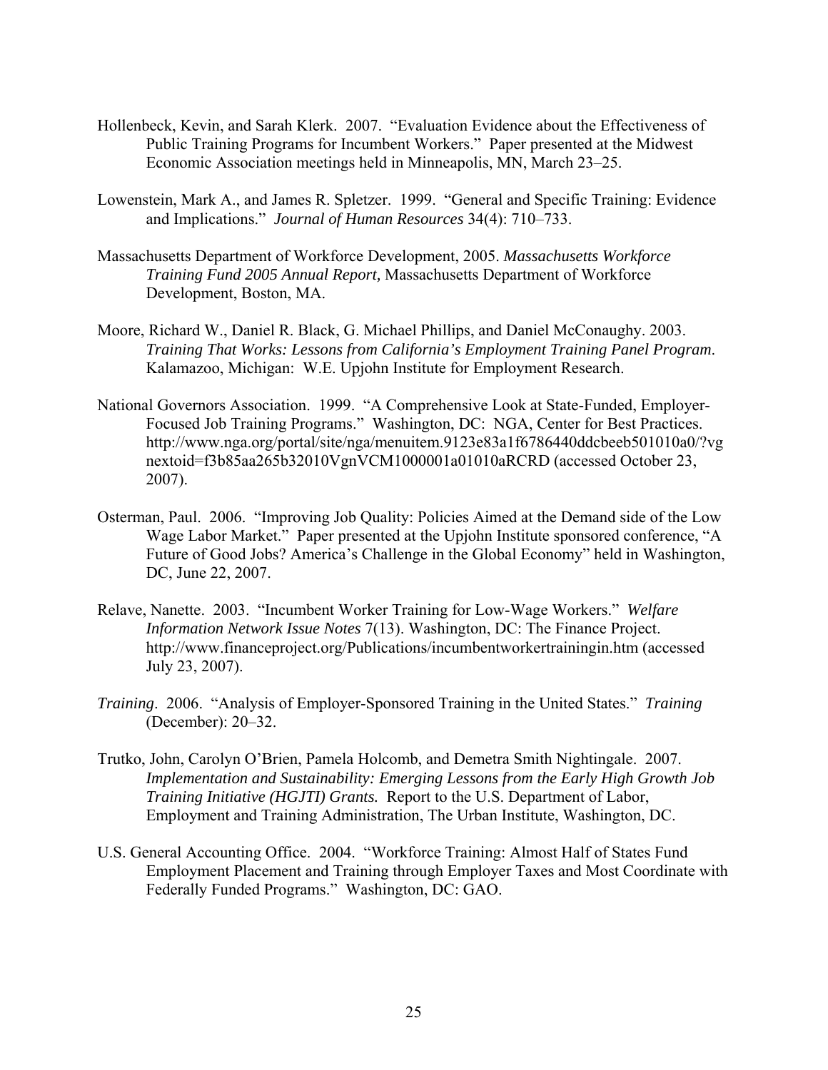Hollenbeck, Kevin, and Sarah Klerk. 2007. "Evaluation Evidence about the Effectiveness of Public Training Programs for Incumbent Workers." Paper presented at the Midwest Economic Association meetings held in Minneapolis, MN, March 23–25.

Lowenstein, Mark A., and James R. Spletzer. 1999. "General and Specific Training: Evidence and Implications." *Journal of Human Resources* 34(4): 710–733.

Massachusetts Department of Workforce Development, 2005. *Massachusetts Workforce Training Fund 2005 Annual Report,* Massachusetts Department of Workforce Development, Boston, MA.

Moore, Richard W., Daniel R. Black, G. Michael Phillips, and Daniel McConaughy. 2003. *Training That Works: Lessons from California's Employment Training Panel Program*. Kalamazoo, Michigan: W.E. Upjohn Institute for Employment Research.

National Governors Association. 1999. "A Comprehensive Look at State-Funded, Employer-Focused Job Training Programs." Washington, DC: NGA, Center for Best Practices. http://www.nga.org/portal/site/nga/menuitem.9123e83a1f6786440ddcbeeb501010a0/?vgnextoid=f3b85aa265b32010VgnVCM1000001a01010aRCRD (accessed October 23, 2007).

Osterman, Paul. 2006. "Improving Job Quality: Policies Aimed at the Demand side of the Low Wage Labor Market." Paper presented at the Upjohn Institute sponsored conference, "A Future of Good Jobs? America's Challenge in the Global Economy" held in Washington, DC, June 22, 2007.

Relave, Nanette. 2003. "Incumbent Worker Training for Low-Wage Workers." *Welfare Information Network Issue Notes* 7(13). Washington, DC: The Finance Project. http://www.financeproject.org/Publications/incumbentworkertrainingin.htm (accessed July 23, 2007).

*Training*. 2006. "Analysis of Employer-Sponsored Training in the United States." *Training* (December): 20–32.

Trutko, John, Carolyn O'Brien, Pamela Holcomb, and Demetra Smith Nightingale. 2007. *Implementation and Sustainability: Emerging Lessons from the Early High Growth Job Training Initiative (HGJTI) Grants.* Report to the U.S. Department of Labor, Employment and Training Administration, The Urban Institute, Washington, DC.

U.S. General Accounting Office. 2004. "Workforce Training: Almost Half of States Fund Employment Placement and Training through Employer Taxes and Most Coordinate with Federally Funded Programs." Washington, DC: GAO.